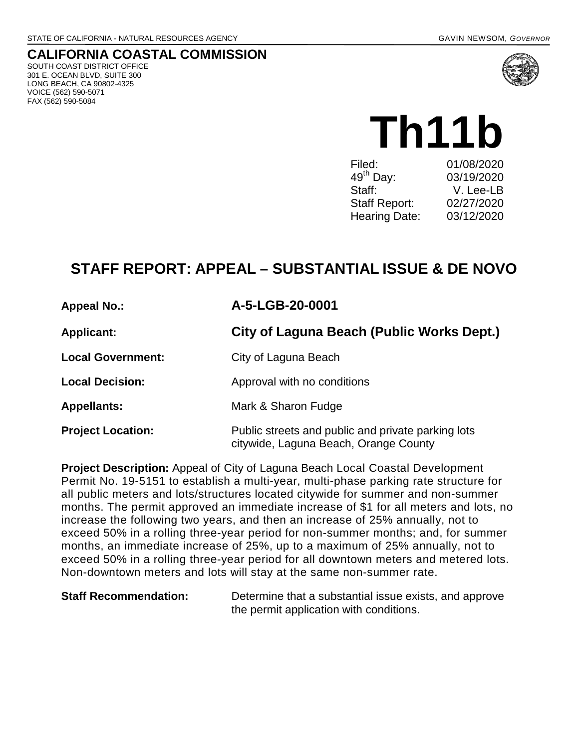STATE OF CALIFORNIA - NATURAL RESOURCES AGENCY GAVIN NEWSOM, *GOVERNOR*

**CALIFORNIA COASTAL COMMISSION**
SOUTH COAST DISTRICT OFFICE
301 E. OCEAN BLVD, SUITE 300
LONG BEACH, CA 90802-4325
VOICE (562) 590-5071
FAX (562) 590-5084

# Th11b

| | |
|---|---|
| Filed: | 01/08/2020 |
| 49th Day: | 03/19/2020 |
| Staff: | V. Lee-LB |
| Staff Report: | 02/27/2020 |
| Hearing Date: | 03/12/2020 |

## STAFF REPORT: APPEAL – SUBSTANTIAL ISSUE & DE NOVO

| | |
|---|---|
| **Appeal No.:** | **A-5-LGB-20-0001** |
| **Applicant:** | **City of Laguna Beach (Public Works Dept.)** |
| **Local Government:** | City of Laguna Beach |
| **Local Decision:** | Approval with no conditions |
| **Appellants:** | Mark & Sharon Fudge |
| **Project Location:** | Public streets and public and private parking lots citywide, Laguna Beach, Orange County |

**Project Description:** Appeal of City of Laguna Beach Local Coastal Development Permit No. 19-5151 to establish a multi-year, multi-phase parking rate structure for all public meters and lots/structures located citywide for summer and non-summer months. The permit approved an immediate increase of $1 for all meters and lots, no increase the following two years, and then an increase of 25% annually, not to exceed 50% in a rolling three-year period for non-summer months; and, for summer months, an immediate increase of 25%, up to a maximum of 25% annually, not to exceed 50% in a rolling three-year period for all downtown meters and metered lots. Non-downtown meters and lots will stay at the same non-summer rate.

**Staff Recommendation:** Determine that a substantial issue exists, and approve the permit application with conditions.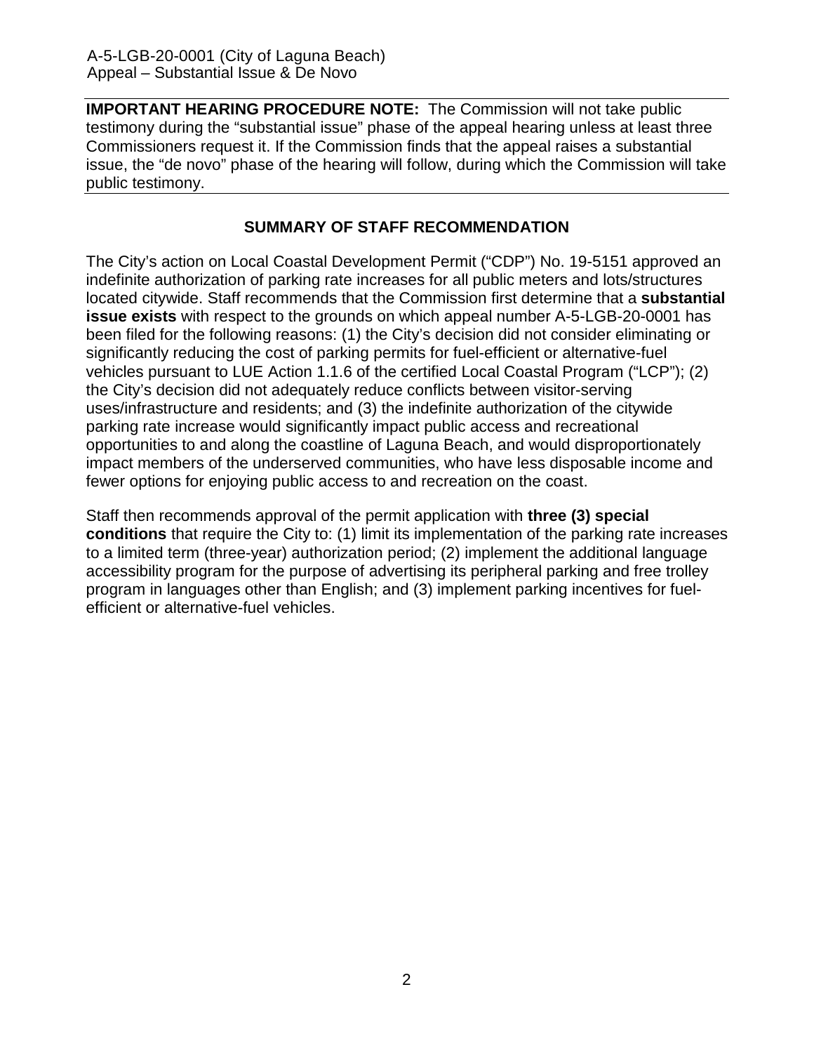**IMPORTANT HEARING PROCEDURE NOTE:** The Commission will not take public testimony during the "substantial issue" phase of the appeal hearing unless at least three Commissioners request it. If the Commission finds that the appeal raises a substantial issue, the "de novo" phase of the hearing will follow, during which the Commission will take public testimony.

## SUMMARY OF STAFF RECOMMENDATION

The City's action on Local Coastal Development Permit ("CDP") No. 19-5151 approved an indefinite authorization of parking rate increases for all public meters and lots/structures located citywide. Staff recommends that the Commission first determine that a **substantial issue exists** with respect to the grounds on which appeal number A-5-LGB-20-0001 has been filed for the following reasons: (1) the City's decision did not consider eliminating or significantly reducing the cost of parking permits for fuel-efficient or alternative-fuel vehicles pursuant to LUE Action 1.1.6 of the certified Local Coastal Program ("LCP"); (2) the City's decision did not adequately reduce conflicts between visitor-serving uses/infrastructure and residents; and (3) the indefinite authorization of the citywide parking rate increase would significantly impact public access and recreational opportunities to and along the coastline of Laguna Beach, and would disproportionately impact members of the underserved communities, who have less disposable income and fewer options for enjoying public access to and recreation on the coast.

Staff then recommends approval of the permit application with **three (3) special conditions** that require the City to: (1) limit its implementation of the parking rate increases to a limited term (three-year) authorization period; (2) implement the additional language accessibility program for the purpose of advertising its peripheral parking and free trolley program in languages other than English; and (3) implement parking incentives for fuel-efficient or alternative-fuel vehicles.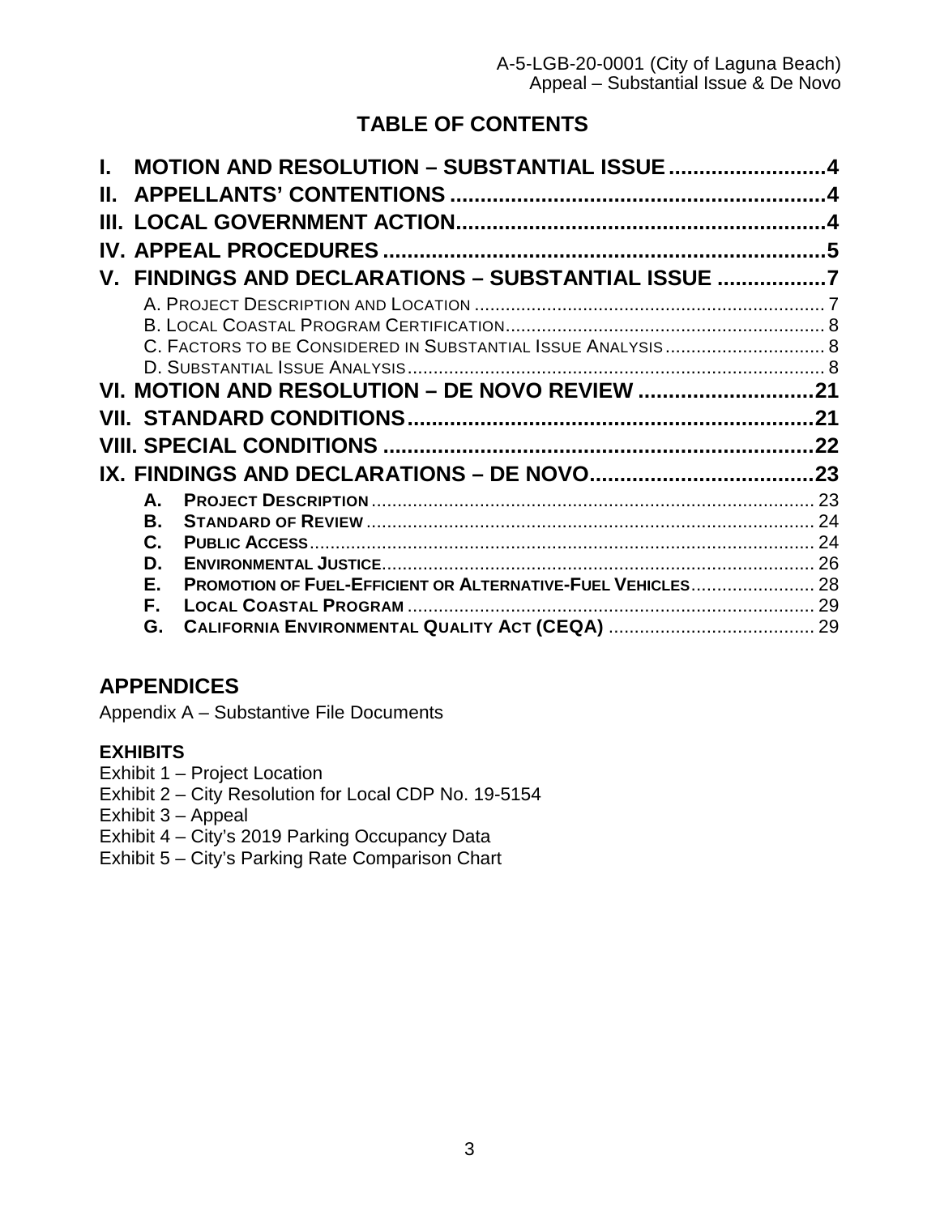# TABLE OF CONTENTS

**I. MOTION AND RESOLUTION – SUBSTANTIAL ISSUE ..........................4**
**II. APPELLANTS' CONTENTIONS ..............................................................4**
**III. LOCAL GOVERNMENT ACTION.............................................................4**
**IV. APPEAL PROCEDURES ........................................................................5**
**V. FINDINGS AND DECLARATIONS – SUBSTANTIAL ISSUE ..................7**

- A. PROJECT DESCRIPTION AND LOCATION ................................................................... 7
- B. LOCAL COASTAL PROGRAM CERTIFICATION............................................................ 8
- C. FACTORS TO BE CONSIDERED IN SUBSTANTIAL ISSUE ANALYSIS ............................... 8
- D. SUBSTANTIAL ISSUE ANALYSIS ................................................................................ 8

**VI. MOTION AND RESOLUTION – DE NOVO REVIEW .............................21**
**VII. STANDARD CONDITIONS..................................................................21**
**VIII. SPECIAL CONDITIONS ......................................................................22**
**IX. FINDINGS AND DECLARATIONS – DE NOVO......................................23**

- **A. PROJECT DESCRIPTION** ..................................................................................... 23
- **B. STANDARD OF REVIEW** ...................................................................................... 24
- **C. PUBLIC ACCESS**.................................................................................................. 24
- **D. ENVIRONMENTAL JUSTICE**.................................................................................... 26
- **E. PROMOTION OF FUEL-EFFICIENT OR ALTERNATIVE-FUEL VEHICLES**........................ 28
- **F. LOCAL COASTAL PROGRAM** ............................................................................... 29
- **G. CALIFORNIA ENVIRONMENTAL QUALITY ACT (CEQA)** ........................................ 29

## APPENDICES

Appendix A – Substantive File Documents

### EXHIBITS

Exhibit 1 – Project Location
Exhibit 2 – City Resolution for Local CDP No. 19-5154
Exhibit 3 – Appeal
Exhibit 4 – City's 2019 Parking Occupancy Data
Exhibit 5 – City's Parking Rate Comparison Chart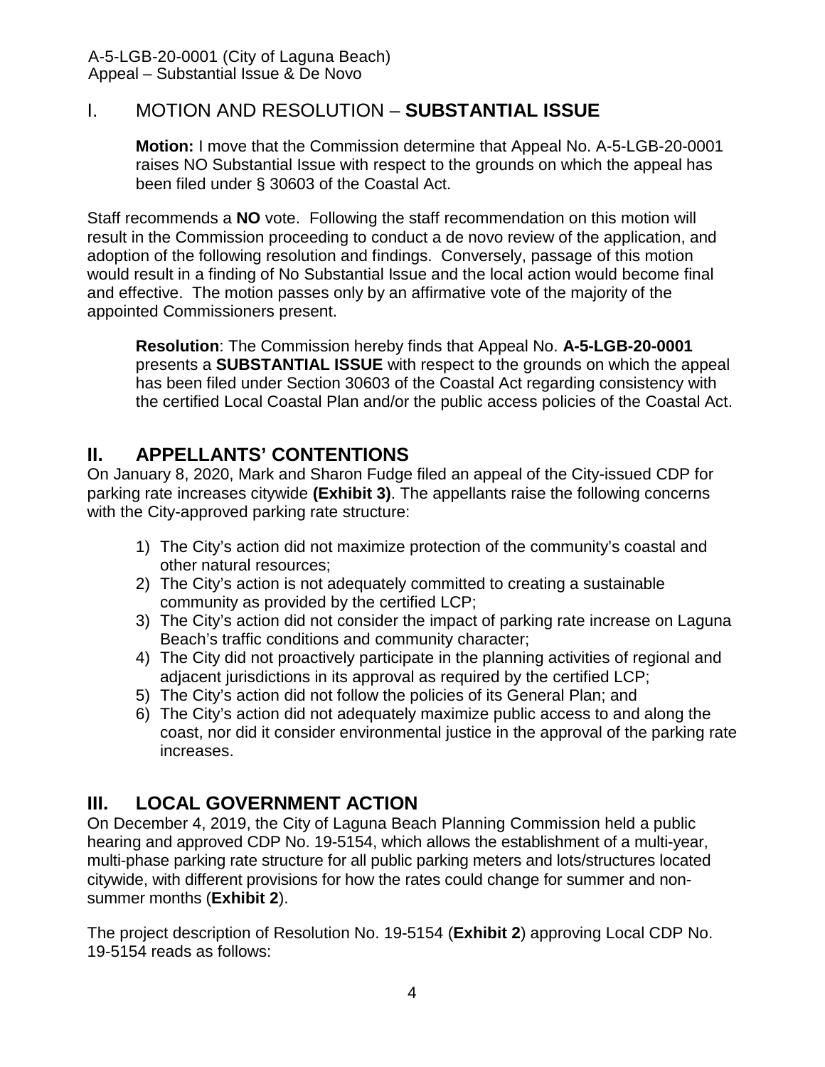## I. MOTION AND RESOLUTION – **SUBSTANTIAL ISSUE**

> **Motion:** I move that the Commission determine that Appeal No. A-5-LGB-20-0001 raises NO Substantial Issue with respect to the grounds on which the appeal has been filed under § 30603 of the Coastal Act.

Staff recommends a **NO** vote. Following the staff recommendation on this motion will result in the Commission proceeding to conduct a de novo review of the application, and adoption of the following resolution and findings. Conversely, passage of this motion would result in a finding of No Substantial Issue and the local action would become final and effective. The motion passes only by an affirmative vote of the majority of the appointed Commissioners present.

> **Resolution**: The Commission hereby finds that Appeal No. **A-5-LGB-20-0001** presents a **SUBSTANTIAL ISSUE** with respect to the grounds on which the appeal has been filed under Section 30603 of the Coastal Act regarding consistency with the certified Local Coastal Plan and/or the public access policies of the Coastal Act.

## II. APPELLANTS' CONTENTIONS

On January 8, 2020, Mark and Sharon Fudge filed an appeal of the City-issued CDP for parking rate increases citywide **(Exhibit 3)**. The appellants raise the following concerns with the City-approved parking rate structure:

1) The City's action did not maximize protection of the community's coastal and other natural resources;
2) The City's action is not adequately committed to creating a sustainable community as provided by the certified LCP;
3) The City's action did not consider the impact of parking rate increase on Laguna Beach's traffic conditions and community character;
4) The City did not proactively participate in the planning activities of regional and adjacent jurisdictions in its approval as required by the certified LCP;
5) The City's action did not follow the policies of its General Plan; and
6) The City's action did not adequately maximize public access to and along the coast, nor did it consider environmental justice in the approval of the parking rate increases.

## III. LOCAL GOVERNMENT ACTION

On December 4, 2019, the City of Laguna Beach Planning Commission held a public hearing and approved CDP No. 19-5154, which allows the establishment of a multi-year, multi-phase parking rate structure for all public parking meters and lots/structures located citywide, with different provisions for how the rates could change for summer and non-summer months (**Exhibit 2**).

The project description of Resolution No. 19-5154 (**Exhibit 2**) approving Local CDP No. 19-5154 reads as follows: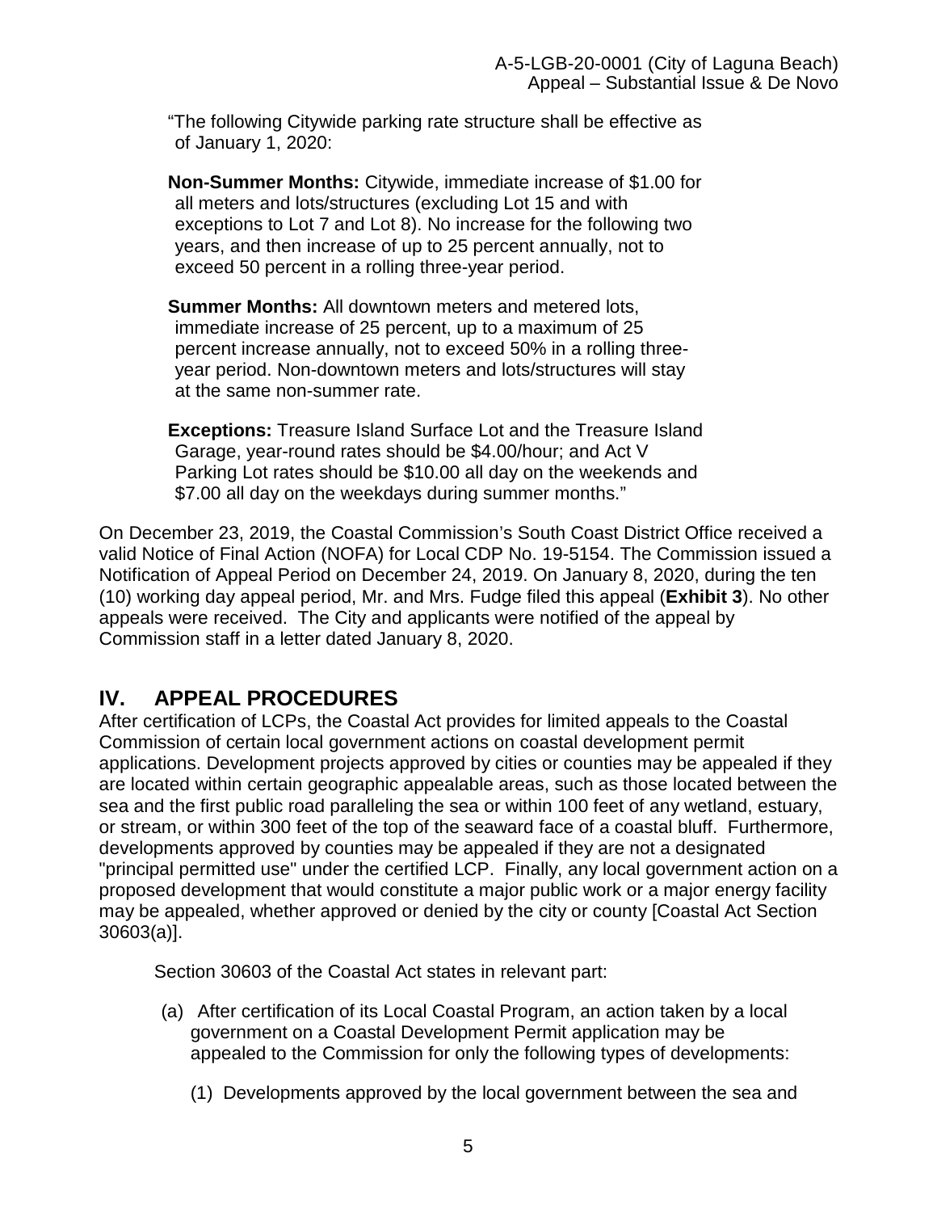"The following Citywide parking rate structure shall be effective as of January 1, 2020:

> **Non-Summer Months:** Citywide, immediate increase of $1.00 for all meters and lots/structures (excluding Lot 15 and with exceptions to Lot 7 and Lot 8). No increase for the following two years, and then increase of up to 25 percent annually, not to exceed 50 percent in a rolling three-year period.
>
> **Summer Months:** All downtown meters and metered lots, immediate increase of 25 percent, up to a maximum of 25 percent increase annually, not to exceed 50% in a rolling three-year period. Non-downtown meters and lots/structures will stay at the same non-summer rate.
>
> **Exceptions:** Treasure Island Surface Lot and the Treasure Island Garage, year-round rates should be $4.00/hour; and Act V Parking Lot rates should be $10.00 all day on the weekends and $7.00 all day on the weekdays during summer months."

On December 23, 2019, the Coastal Commission's South Coast District Office received a valid Notice of Final Action (NOFA) for Local CDP No. 19-5154. The Commission issued a Notification of Appeal Period on December 24, 2019. On January 8, 2020, during the ten (10) working day appeal period, Mr. and Mrs. Fudge filed this appeal (**Exhibit 3**). No other appeals were received. The City and applicants were notified of the appeal by Commission staff in a letter dated January 8, 2020.

## IV. APPEAL PROCEDURES

After certification of LCPs, the Coastal Act provides for limited appeals to the Coastal Commission of certain local government actions on coastal development permit applications. Development projects approved by cities or counties may be appealed if they are located within certain geographic appealable areas, such as those located between the sea and the first public road paralleling the sea or within 100 feet of any wetland, estuary, or stream, or within 300 feet of the top of the seaward face of a coastal bluff. Furthermore, developments approved by counties may be appealed if they are not a designated "principal permitted use" under the certified LCP. Finally, any local government action on a proposed development that would constitute a major public work or a major energy facility may be appealed, whether approved or denied by the city or county [Coastal Act Section 30603(a)].

Section 30603 of the Coastal Act states in relevant part:

> (a) After certification of its Local Coastal Program, an action taken by a local government on a Coastal Development Permit application may be appealed to the Commission for only the following types of developments:
>
> (1) Developments approved by the local government between the sea and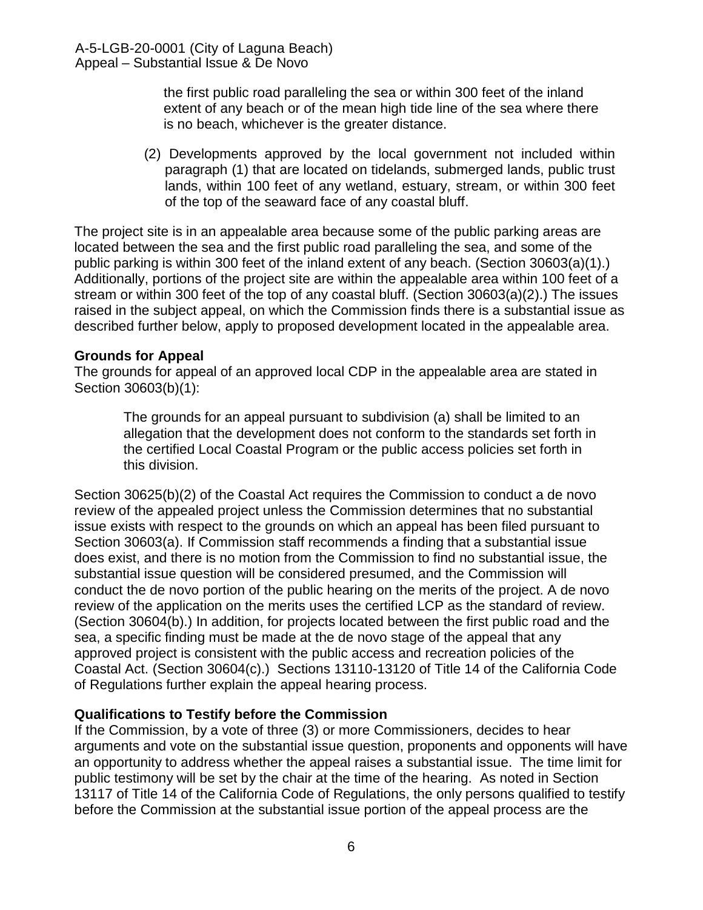the first public road paralleling the sea or within 300 feet of the inland extent of any beach or of the mean high tide line of the sea where there is no beach, whichever is the greater distance.

(2) Developments approved by the local government not included within paragraph (1) that are located on tidelands, submerged lands, public trust lands, within 100 feet of any wetland, estuary, stream, or within 300 feet of the top of the seaward face of any coastal bluff.

The project site is in an appealable area because some of the public parking areas are located between the sea and the first public road paralleling the sea, and some of the public parking is within 300 feet of the inland extent of any beach. (Section 30603(a)(1).) Additionally, portions of the project site are within the appealable area within 100 feet of a stream or within 300 feet of the top of any coastal bluff. (Section 30603(a)(2).) The issues raised in the subject appeal, on which the Commission finds there is a substantial issue as described further below, apply to proposed development located in the appealable area.

**Grounds for Appeal**

The grounds for appeal of an approved local CDP in the appealable area are stated in Section 30603(b)(1):

> The grounds for an appeal pursuant to subdivision (a) shall be limited to an allegation that the development does not conform to the standards set forth in the certified Local Coastal Program or the public access policies set forth in this division.

Section 30625(b)(2) of the Coastal Act requires the Commission to conduct a de novo review of the appealed project unless the Commission determines that no substantial issue exists with respect to the grounds on which an appeal has been filed pursuant to Section 30603(a). If Commission staff recommends a finding that a substantial issue does exist, and there is no motion from the Commission to find no substantial issue, the substantial issue question will be considered presumed, and the Commission will conduct the de novo portion of the public hearing on the merits of the project. A de novo review of the application on the merits uses the certified LCP as the standard of review. (Section 30604(b).) In addition, for projects located between the first public road and the sea, a specific finding must be made at the de novo stage of the appeal that any approved project is consistent with the public access and recreation policies of the Coastal Act. (Section 30604(c).) Sections 13110-13120 of Title 14 of the California Code of Regulations further explain the appeal hearing process.

**Qualifications to Testify before the Commission**

If the Commission, by a vote of three (3) or more Commissioners, decides to hear arguments and vote on the substantial issue question, proponents and opponents will have an opportunity to address whether the appeal raises a substantial issue. The time limit for public testimony will be set by the chair at the time of the hearing. As noted in Section 13117 of Title 14 of the California Code of Regulations, the only persons qualified to testify before the Commission at the substantial issue portion of the appeal process are the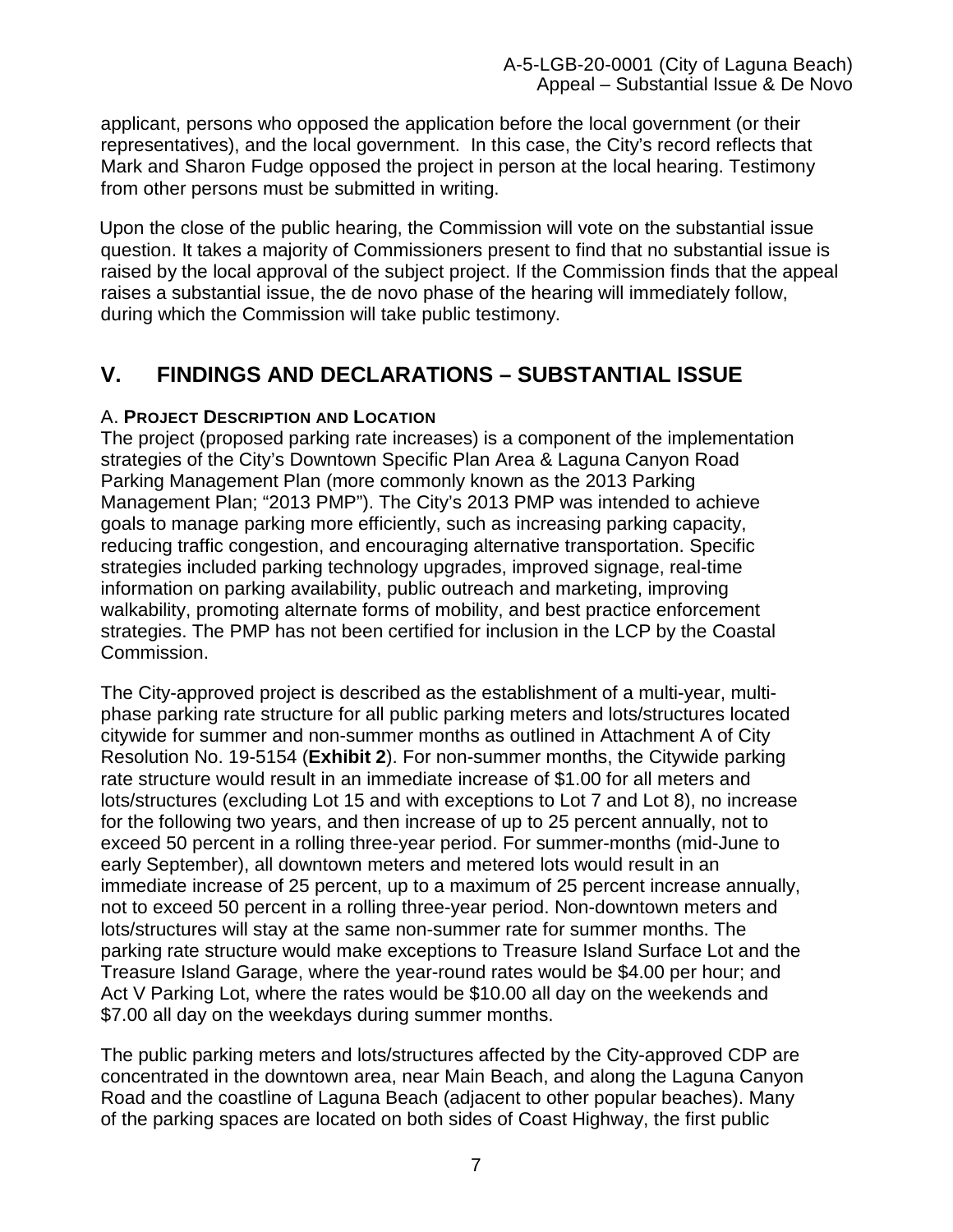applicant, persons who opposed the application before the local government (or their representatives), and the local government. In this case, the City's record reflects that Mark and Sharon Fudge opposed the project in person at the local hearing. Testimony from other persons must be submitted in writing.

Upon the close of the public hearing, the Commission will vote on the substantial issue question. It takes a majority of Commissioners present to find that no substantial issue is raised by the local approval of the subject project. If the Commission finds that the appeal raises a substantial issue, the de novo phase of the hearing will immediately follow, during which the Commission will take public testimony.

## V. FINDINGS AND DECLARATIONS – SUBSTANTIAL ISSUE

### A. PROJECT DESCRIPTION AND LOCATION

The project (proposed parking rate increases) is a component of the implementation strategies of the City's Downtown Specific Plan Area & Laguna Canyon Road Parking Management Plan (more commonly known as the 2013 Parking Management Plan; "2013 PMP"). The City's 2013 PMP was intended to achieve goals to manage parking more efficiently, such as increasing parking capacity, reducing traffic congestion, and encouraging alternative transportation. Specific strategies included parking technology upgrades, improved signage, real-time information on parking availability, public outreach and marketing, improving walkability, promoting alternate forms of mobility, and best practice enforcement strategies. The PMP has not been certified for inclusion in the LCP by the Coastal Commission.

The City-approved project is described as the establishment of a multi-year, multi-phase parking rate structure for all public parking meters and lots/structures located citywide for summer and non-summer months as outlined in Attachment A of City Resolution No. 19-5154 (**Exhibit 2**). For non-summer months, the Citywide parking rate structure would result in an immediate increase of $1.00 for all meters and lots/structures (excluding Lot 15 and with exceptions to Lot 7 and Lot 8), no increase for the following two years, and then increase of up to 25 percent annually, not to exceed 50 percent in a rolling three-year period. For summer-months (mid-June to early September), all downtown meters and metered lots would result in an immediate increase of 25 percent, up to a maximum of 25 percent increase annually, not to exceed 50 percent in a rolling three-year period. Non-downtown meters and lots/structures will stay at the same non-summer rate for summer months. The parking rate structure would make exceptions to Treasure Island Surface Lot and the Treasure Island Garage, where the year-round rates would be $4.00 per hour; and Act V Parking Lot, where the rates would be $10.00 all day on the weekends and $7.00 all day on the weekdays during summer months.

The public parking meters and lots/structures affected by the City-approved CDP are concentrated in the downtown area, near Main Beach, and along the Laguna Canyon Road and the coastline of Laguna Beach (adjacent to other popular beaches). Many of the parking spaces are located on both sides of Coast Highway, the first public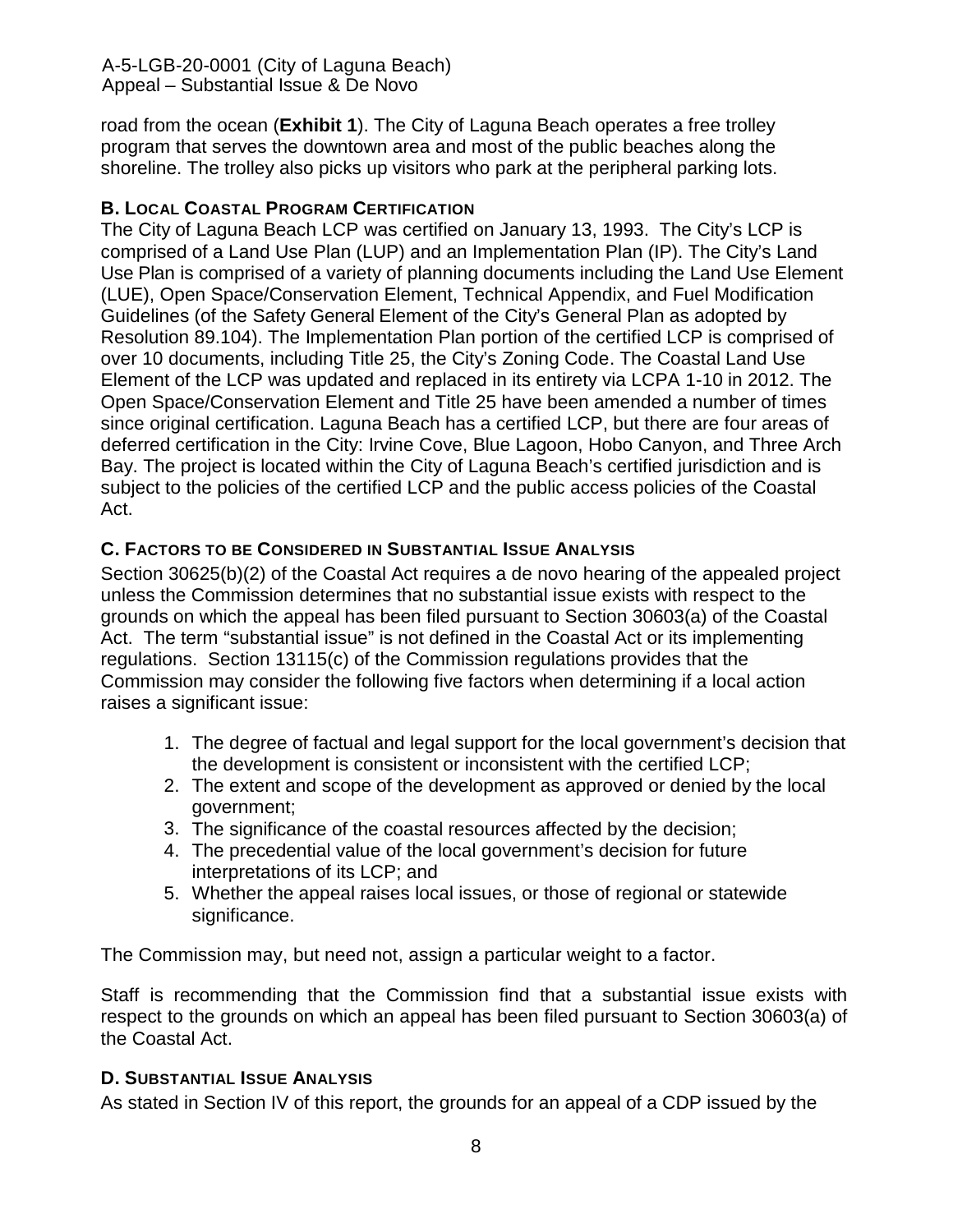road from the ocean (**Exhibit 1**). The City of Laguna Beach operates a free trolley program that serves the downtown area and most of the public beaches along the shoreline. The trolley also picks up visitors who park at the peripheral parking lots.

### B. Local Coastal Program Certification

The City of Laguna Beach LCP was certified on January 13, 1993. The City's LCP is comprised of a Land Use Plan (LUP) and an Implementation Plan (IP). The City's Land Use Plan is comprised of a variety of planning documents including the Land Use Element (LUE), Open Space/Conservation Element, Technical Appendix, and Fuel Modification Guidelines (of the Safety General Element of the City's General Plan as adopted by Resolution 89.104). The Implementation Plan portion of the certified LCP is comprised of over 10 documents, including Title 25, the City's Zoning Code. The Coastal Land Use Element of the LCP was updated and replaced in its entirety via LCPA 1-10 in 2012. The Open Space/Conservation Element and Title 25 have been amended a number of times since original certification. Laguna Beach has a certified LCP, but there are four areas of deferred certification in the City: Irvine Cove, Blue Lagoon, Hobo Canyon, and Three Arch Bay. The project is located within the City of Laguna Beach's certified jurisdiction and is subject to the policies of the certified LCP and the public access policies of the Coastal Act.

### C. Factors to be Considered in Substantial Issue Analysis

Section 30625(b)(2) of the Coastal Act requires a de novo hearing of the appealed project unless the Commission determines that no substantial issue exists with respect to the grounds on which the appeal has been filed pursuant to Section 30603(a) of the Coastal Act. The term "substantial issue" is not defined in the Coastal Act or its implementing regulations. Section 13115(c) of the Commission regulations provides that the Commission may consider the following five factors when determining if a local action raises a significant issue:

1. The degree of factual and legal support for the local government's decision that the development is consistent or inconsistent with the certified LCP;
2. The extent and scope of the development as approved or denied by the local government;
3. The significance of the coastal resources affected by the decision;
4. The precedential value of the local government's decision for future interpretations of its LCP; and
5. Whether the appeal raises local issues, or those of regional or statewide significance.

The Commission may, but need not, assign a particular weight to a factor.

Staff is recommending that the Commission find that a substantial issue exists with respect to the grounds on which an appeal has been filed pursuant to Section 30603(a) of the Coastal Act.

### D. Substantial Issue Analysis

As stated in Section IV of this report, the grounds for an appeal of a CDP issued by the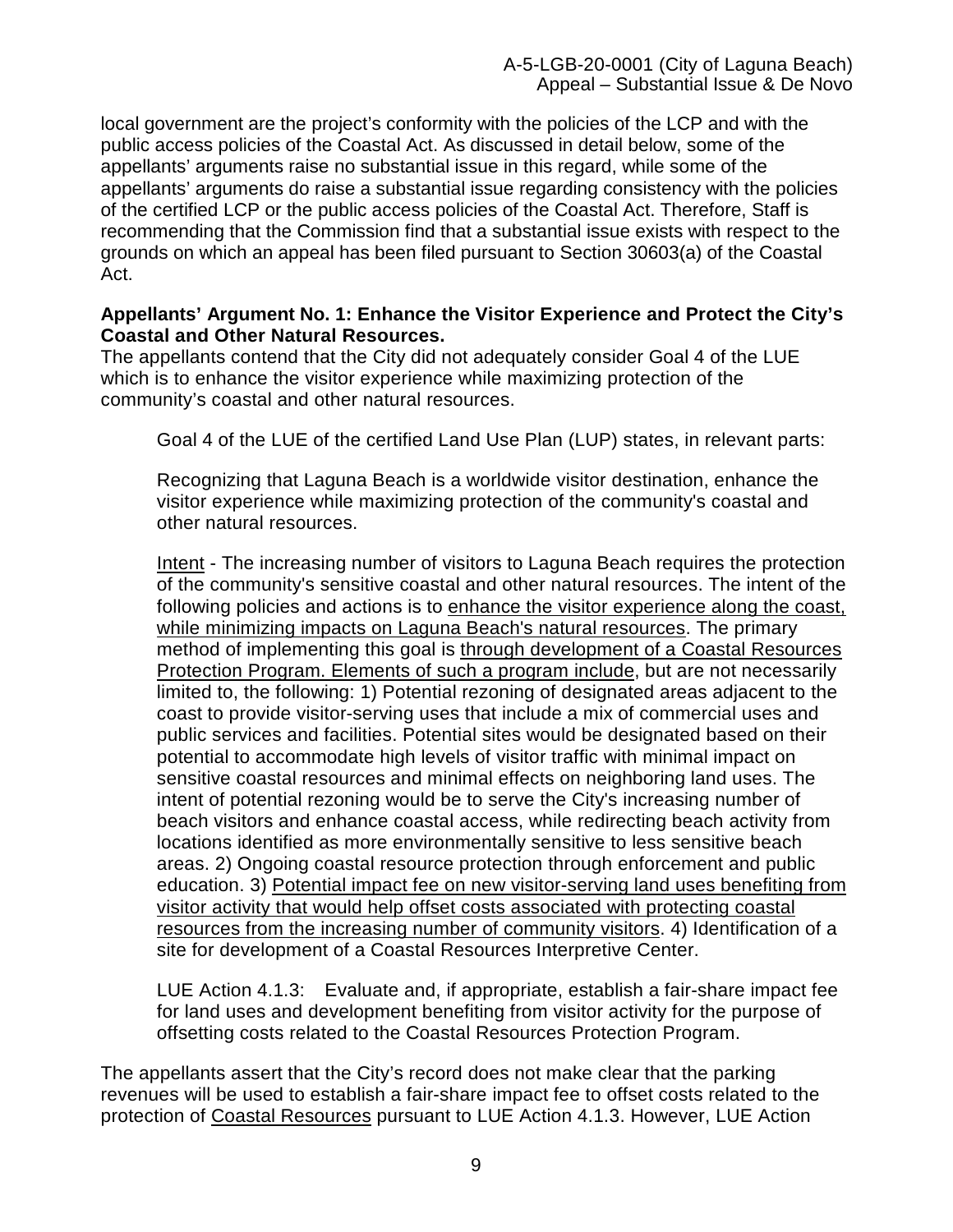local government are the project's conformity with the policies of the LCP and with the public access policies of the Coastal Act. As discussed in detail below, some of the appellants' arguments raise no substantial issue in this regard, while some of the appellants' arguments do raise a substantial issue regarding consistency with the policies of the certified LCP or the public access policies of the Coastal Act. Therefore, Staff is recommending that the Commission find that a substantial issue exists with respect to the grounds on which an appeal has been filed pursuant to Section 30603(a) of the Coastal Act.

**Appellants' Argument No. 1: Enhance the Visitor Experience and Protect the City's Coastal and Other Natural Resources.**

The appellants contend that the City did not adequately consider Goal 4 of the LUE which is to enhance the visitor experience while maximizing protection of the community's coastal and other natural resources.

> Goal 4 of the LUE of the certified Land Use Plan (LUP) states, in relevant parts:
>
> Recognizing that Laguna Beach is a worldwide visitor destination, enhance the visitor experience while maximizing protection of the community's coastal and other natural resources.
>
> <u>Intent</u> - The increasing number of visitors to Laguna Beach requires the protection of the community's sensitive coastal and other natural resources. The intent of the following policies and actions is to <u>enhance the visitor experience along the coast, while minimizing impacts on Laguna Beach's natural resources</u>. The primary method of implementing this goal is <u>through development of a Coastal Resources Protection Program. Elements of such a program include</u>, but are not necessarily limited to, the following: 1) Potential rezoning of designated areas adjacent to the coast to provide visitor-serving uses that include a mix of commercial uses and public services and facilities. Potential sites would be designated based on their potential to accommodate high levels of visitor traffic with minimal impact on sensitive coastal resources and minimal effects on neighboring land uses. The intent of potential rezoning would be to serve the City's increasing number of beach visitors and enhance coastal access, while redirecting beach activity from locations identified as more environmentally sensitive to less sensitive beach areas. 2) Ongoing coastal resource protection through enforcement and public education. 3) <u>Potential impact fee on new visitor-serving land uses benefiting from visitor activity that would help offset costs associated with protecting coastal resources from the increasing number of community visitors</u>. 4) Identification of a site for development of a Coastal Resources Interpretive Center.
>
> LUE Action 4.1.3: Evaluate and, if appropriate, establish a fair-share impact fee for land uses and development benefiting from visitor activity for the purpose of offsetting costs related to the Coastal Resources Protection Program.

The appellants assert that the City's record does not make clear that the parking revenues will be used to establish a fair-share impact fee to offset costs related to the protection of <u>Coastal Resources</u> pursuant to LUE Action 4.1.3. However, LUE Action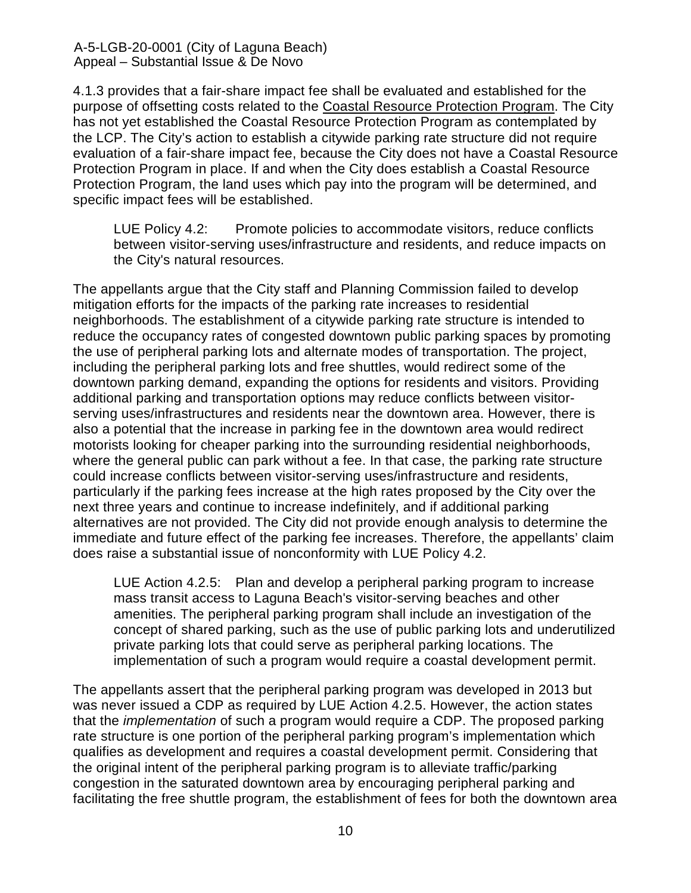4.1.3 provides that a fair-share impact fee shall be evaluated and established for the purpose of offsetting costs related to the Coastal Resource Protection Program. The City has not yet established the Coastal Resource Protection Program as contemplated by the LCP. The City's action to establish a citywide parking rate structure did not require evaluation of a fair-share impact fee, because the City does not have a Coastal Resource Protection Program in place. If and when the City does establish a Coastal Resource Protection Program, the land uses which pay into the program will be determined, and specific impact fees will be established.

> LUE Policy 4.2: Promote policies to accommodate visitors, reduce conflicts between visitor-serving uses/infrastructure and residents, and reduce impacts on the City's natural resources.

The appellants argue that the City staff and Planning Commission failed to develop mitigation efforts for the impacts of the parking rate increases to residential neighborhoods. The establishment of a citywide parking rate structure is intended to reduce the occupancy rates of congested downtown public parking spaces by promoting the use of peripheral parking lots and alternate modes of transportation. The project, including the peripheral parking lots and free shuttles, would redirect some of the downtown parking demand, expanding the options for residents and visitors. Providing additional parking and transportation options may reduce conflicts between visitor-serving uses/infrastructures and residents near the downtown area. However, there is also a potential that the increase in parking fee in the downtown area would redirect motorists looking for cheaper parking into the surrounding residential neighborhoods, where the general public can park without a fee. In that case, the parking rate structure could increase conflicts between visitor-serving uses/infrastructure and residents, particularly if the parking fees increase at the high rates proposed by the City over the next three years and continue to increase indefinitely, and if additional parking alternatives are not provided. The City did not provide enough analysis to determine the immediate and future effect of the parking fee increases. Therefore, the appellants' claim does raise a substantial issue of nonconformity with LUE Policy 4.2.

> LUE Action 4.2.5: Plan and develop a peripheral parking program to increase mass transit access to Laguna Beach's visitor-serving beaches and other amenities. The peripheral parking program shall include an investigation of the concept of shared parking, such as the use of public parking lots and underutilized private parking lots that could serve as peripheral parking locations. The implementation of such a program would require a coastal development permit.

The appellants assert that the peripheral parking program was developed in 2013 but was never issued a CDP as required by LUE Action 4.2.5. However, the action states that the *implementation* of such a program would require a CDP. The proposed parking rate structure is one portion of the peripheral parking program's implementation which qualifies as development and requires a coastal development permit. Considering that the original intent of the peripheral parking program is to alleviate traffic/parking congestion in the saturated downtown area by encouraging peripheral parking and facilitating the free shuttle program, the establishment of fees for both the downtown area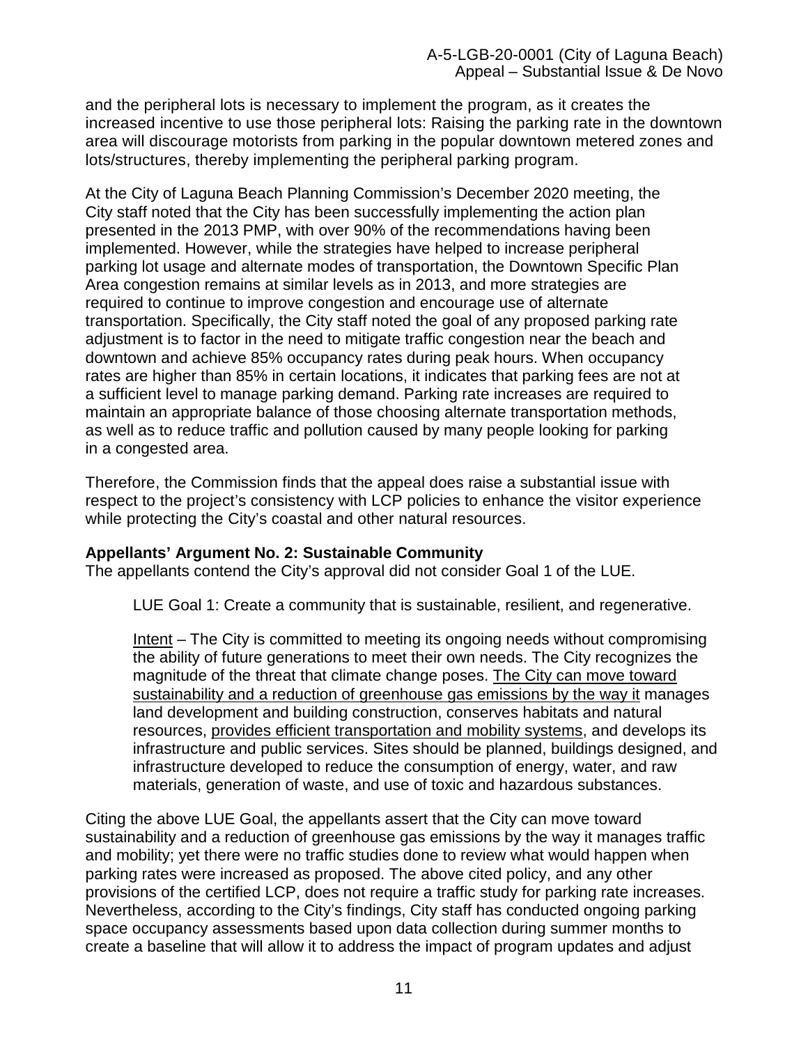and the peripheral lots is necessary to implement the program, as it creates the increased incentive to use those peripheral lots: Raising the parking rate in the downtown area will discourage motorists from parking in the popular downtown metered zones and lots/structures, thereby implementing the peripheral parking program.

At the City of Laguna Beach Planning Commission's December 2020 meeting, the City staff noted that the City has been successfully implementing the action plan presented in the 2013 PMP, with over 90% of the recommendations having been implemented. However, while the strategies have helped to increase peripheral parking lot usage and alternate modes of transportation, the Downtown Specific Plan Area congestion remains at similar levels as in 2013, and more strategies are required to continue to improve congestion and encourage use of alternate transportation. Specifically, the City staff noted the goal of any proposed parking rate adjustment is to factor in the need to mitigate traffic congestion near the beach and downtown and achieve 85% occupancy rates during peak hours. When occupancy rates are higher than 85% in certain locations, it indicates that parking fees are not at a sufficient level to manage parking demand. Parking rate increases are required to maintain an appropriate balance of those choosing alternate transportation methods, as well as to reduce traffic and pollution caused by many people looking for parking in a congested area.

Therefore, the Commission finds that the appeal does raise a substantial issue with respect to the project's consistency with LCP policies to enhance the visitor experience while protecting the City's coastal and other natural resources.

**Appellants' Argument No. 2: Sustainable Community**

The appellants contend the City's approval did not consider Goal 1 of the LUE.

> LUE Goal 1: Create a community that is sustainable, resilient, and regenerative.
>
> <u>Intent</u> – The City is committed to meeting its ongoing needs without compromising the ability of future generations to meet their own needs. The City recognizes the magnitude of the threat that climate change poses. <u>The City can move toward sustainability and a reduction of greenhouse gas emissions by the way it</u> manages land development and building construction, conserves habitats and natural resources, <u>provides efficient transportation and mobility systems</u>, and develops its infrastructure and public services. Sites should be planned, buildings designed, and infrastructure developed to reduce the consumption of energy, water, and raw materials, generation of waste, and use of toxic and hazardous substances.

Citing the above LUE Goal, the appellants assert that the City can move toward sustainability and a reduction of greenhouse gas emissions by the way it manages traffic and mobility; yet there were no traffic studies done to review what would happen when parking rates were increased as proposed. The above cited policy, and any other provisions of the certified LCP, does not require a traffic study for parking rate increases. Nevertheless, according to the City's findings, City staff has conducted ongoing parking space occupancy assessments based upon data collection during summer months to create a baseline that will allow it to address the impact of program updates and adjust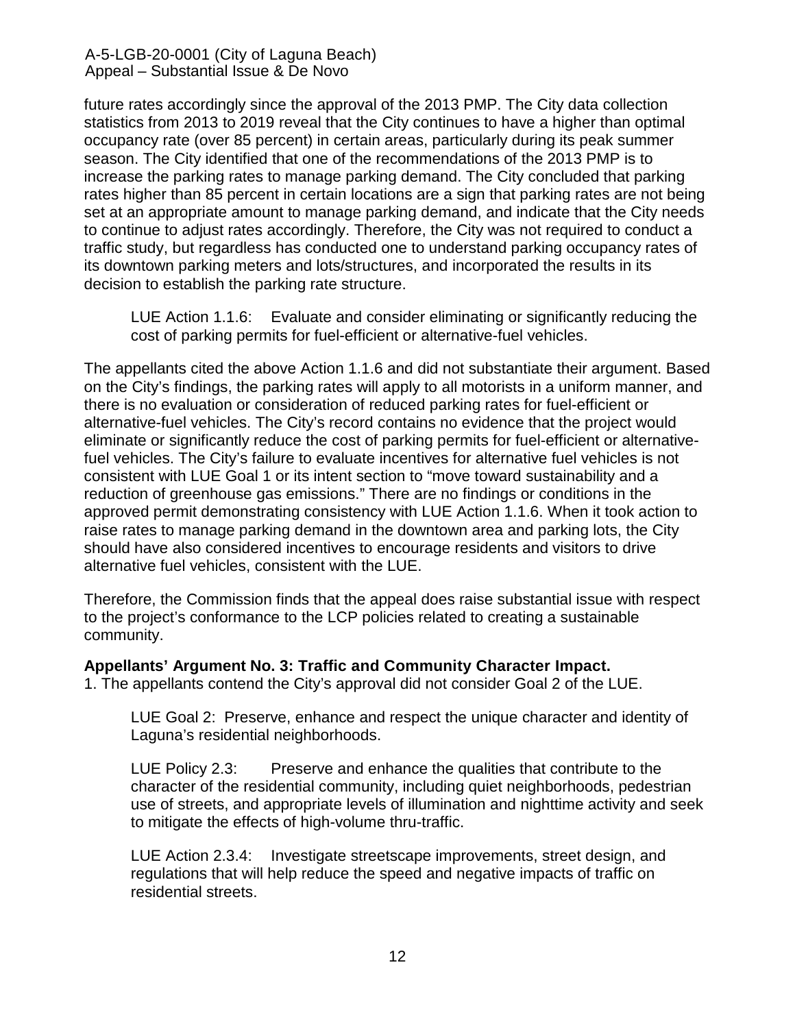future rates accordingly since the approval of the 2013 PMP. The City data collection statistics from 2013 to 2019 reveal that the City continues to have a higher than optimal occupancy rate (over 85 percent) in certain areas, particularly during its peak summer season. The City identified that one of the recommendations of the 2013 PMP is to increase the parking rates to manage parking demand. The City concluded that parking rates higher than 85 percent in certain locations are a sign that parking rates are not being set at an appropriate amount to manage parking demand, and indicate that the City needs to continue to adjust rates accordingly. Therefore, the City was not required to conduct a traffic study, but regardless has conducted one to understand parking occupancy rates of its downtown parking meters and lots/structures, and incorporated the results in its decision to establish the parking rate structure.

> LUE Action 1.1.6: Evaluate and consider eliminating or significantly reducing the cost of parking permits for fuel-efficient or alternative-fuel vehicles.

The appellants cited the above Action 1.1.6 and did not substantiate their argument. Based on the City's findings, the parking rates will apply to all motorists in a uniform manner, and there is no evaluation or consideration of reduced parking rates for fuel-efficient or alternative-fuel vehicles. The City's record contains no evidence that the project would eliminate or significantly reduce the cost of parking permits for fuel-efficient or alternative-fuel vehicles. The City's failure to evaluate incentives for alternative fuel vehicles is not consistent with LUE Goal 1 or its intent section to "move toward sustainability and a reduction of greenhouse gas emissions." There are no findings or conditions in the approved permit demonstrating consistency with LUE Action 1.1.6. When it took action to raise rates to manage parking demand in the downtown area and parking lots, the City should have also considered incentives to encourage residents and visitors to drive alternative fuel vehicles, consistent with the LUE.

Therefore, the Commission finds that the appeal does raise substantial issue with respect to the project's conformance to the LCP policies related to creating a sustainable community.

**Appellants' Argument No. 3: Traffic and Community Character Impact.**

1. The appellants contend the City's approval did not consider Goal 2 of the LUE.

> LUE Goal 2: Preserve, enhance and respect the unique character and identity of Laguna's residential neighborhoods.
>
> LUE Policy 2.3: Preserve and enhance the qualities that contribute to the character of the residential community, including quiet neighborhoods, pedestrian use of streets, and appropriate levels of illumination and nighttime activity and seek to mitigate the effects of high-volume thru-traffic.
>
> LUE Action 2.3.4: Investigate streetscape improvements, street design, and regulations that will help reduce the speed and negative impacts of traffic on residential streets.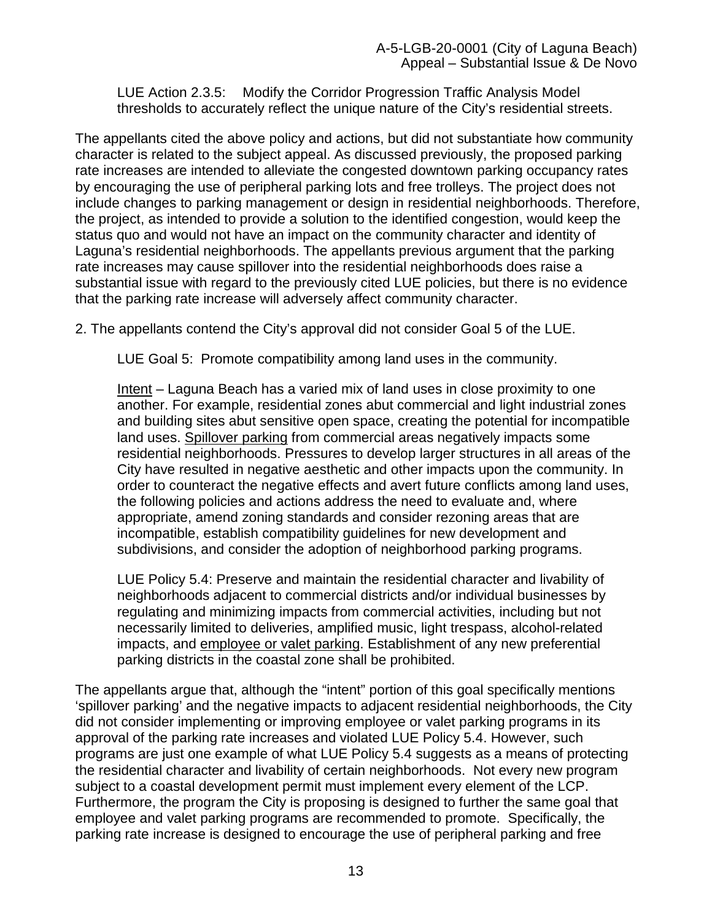LUE Action 2.3.5: Modify the Corridor Progression Traffic Analysis Model thresholds to accurately reflect the unique nature of the City's residential streets.

The appellants cited the above policy and actions, but did not substantiate how community character is related to the subject appeal. As discussed previously, the proposed parking rate increases are intended to alleviate the congested downtown parking occupancy rates by encouraging the use of peripheral parking lots and free trolleys. The project does not include changes to parking management or design in residential neighborhoods. Therefore, the project, as intended to provide a solution to the identified congestion, would keep the status quo and would not have an impact on the community character and identity of Laguna's residential neighborhoods. The appellants previous argument that the parking rate increases may cause spillover into the residential neighborhoods does raise a substantial issue with regard to the previously cited LUE policies, but there is no evidence that the parking rate increase will adversely affect community character.

2. The appellants contend the City's approval did not consider Goal 5 of the LUE.

> LUE Goal 5: Promote compatibility among land uses in the community.
>
> <u>Intent</u> – Laguna Beach has a varied mix of land uses in close proximity to one another. For example, residential zones abut commercial and light industrial zones and building sites abut sensitive open space, creating the potential for incompatible land uses. <u>Spillover parking</u> from commercial areas negatively impacts some residential neighborhoods. Pressures to develop larger structures in all areas of the City have resulted in negative aesthetic and other impacts upon the community. In order to counteract the negative effects and avert future conflicts among land uses, the following policies and actions address the need to evaluate and, where appropriate, amend zoning standards and consider rezoning areas that are incompatible, establish compatibility guidelines for new development and subdivisions, and consider the adoption of neighborhood parking programs.
>
> LUE Policy 5.4: Preserve and maintain the residential character and livability of neighborhoods adjacent to commercial districts and/or individual businesses by regulating and minimizing impacts from commercial activities, including but not necessarily limited to deliveries, amplified music, light trespass, alcohol-related impacts, and <u>employee or valet parking</u>. Establishment of any new preferential parking districts in the coastal zone shall be prohibited.

The appellants argue that, although the "intent" portion of this goal specifically mentions 'spillover parking' and the negative impacts to adjacent residential neighborhoods, the City did not consider implementing or improving employee or valet parking programs in its approval of the parking rate increases and violated LUE Policy 5.4. However, such programs are just one example of what LUE Policy 5.4 suggests as a means of protecting the residential character and livability of certain neighborhoods. Not every new program subject to a coastal development permit must implement every element of the LCP. Furthermore, the program the City is proposing is designed to further the same goal that employee and valet parking programs are recommended to promote. Specifically, the parking rate increase is designed to encourage the use of peripheral parking and free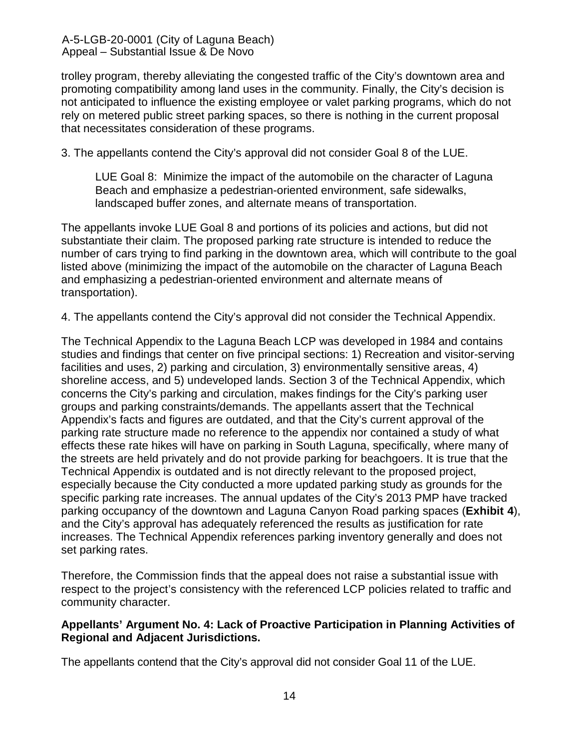trolley program, thereby alleviating the congested traffic of the City's downtown area and promoting compatibility among land uses in the community. Finally, the City's decision is not anticipated to influence the existing employee or valet parking programs, which do not rely on metered public street parking spaces, so there is nothing in the current proposal that necessitates consideration of these programs.

3. The appellants contend the City's approval did not consider Goal 8 of the LUE.

> LUE Goal 8: Minimize the impact of the automobile on the character of Laguna Beach and emphasize a pedestrian-oriented environment, safe sidewalks, landscaped buffer zones, and alternate means of transportation.

The appellants invoke LUE Goal 8 and portions of its policies and actions, but did not substantiate their claim. The proposed parking rate structure is intended to reduce the number of cars trying to find parking in the downtown area, which will contribute to the goal listed above (minimizing the impact of the automobile on the character of Laguna Beach and emphasizing a pedestrian-oriented environment and alternate means of transportation).

4. The appellants contend the City's approval did not consider the Technical Appendix.

The Technical Appendix to the Laguna Beach LCP was developed in 1984 and contains studies and findings that center on five principal sections: 1) Recreation and visitor-serving facilities and uses, 2) parking and circulation, 3) environmentally sensitive areas, 4) shoreline access, and 5) undeveloped lands. Section 3 of the Technical Appendix, which concerns the City's parking and circulation, makes findings for the City's parking user groups and parking constraints/demands. The appellants assert that the Technical Appendix's facts and figures are outdated, and that the City's current approval of the parking rate structure made no reference to the appendix nor contained a study of what effects these rate hikes will have on parking in South Laguna, specifically, where many of the streets are held privately and do not provide parking for beachgoers. It is true that the Technical Appendix is outdated and is not directly relevant to the proposed project, especially because the City conducted a more updated parking study as grounds for the specific parking rate increases. The annual updates of the City's 2013 PMP have tracked parking occupancy of the downtown and Laguna Canyon Road parking spaces (**Exhibit 4**), and the City's approval has adequately referenced the results as justification for rate increases. The Technical Appendix references parking inventory generally and does not set parking rates.

Therefore, the Commission finds that the appeal does not raise a substantial issue with respect to the project's consistency with the referenced LCP policies related to traffic and community character.

**Appellants' Argument No. 4: Lack of Proactive Participation in Planning Activities of Regional and Adjacent Jurisdictions.**

The appellants contend that the City's approval did not consider Goal 11 of the LUE.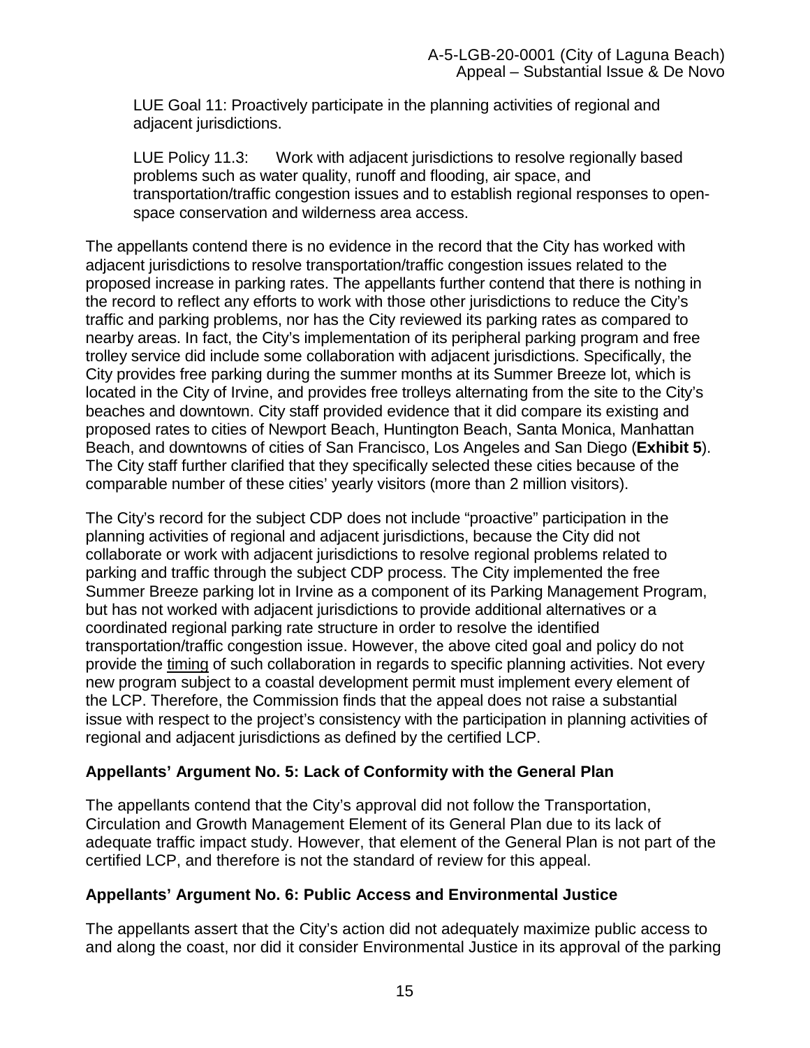LUE Goal 11: Proactively participate in the planning activities of regional and adjacent jurisdictions.

LUE Policy 11.3: Work with adjacent jurisdictions to resolve regionally based problems such as water quality, runoff and flooding, air space, and transportation/traffic congestion issues and to establish regional responses to open-space conservation and wilderness area access.

The appellants contend there is no evidence in the record that the City has worked with adjacent jurisdictions to resolve transportation/traffic congestion issues related to the proposed increase in parking rates. The appellants further contend that there is nothing in the record to reflect any efforts to work with those other jurisdictions to reduce the City's traffic and parking problems, nor has the City reviewed its parking rates as compared to nearby areas. In fact, the City's implementation of its peripheral parking program and free trolley service did include some collaboration with adjacent jurisdictions. Specifically, the City provides free parking during the summer months at its Summer Breeze lot, which is located in the City of Irvine, and provides free trolleys alternating from the site to the City's beaches and downtown. City staff provided evidence that it did compare its existing and proposed rates to cities of Newport Beach, Huntington Beach, Santa Monica, Manhattan Beach, and downtowns of cities of San Francisco, Los Angeles and San Diego (**Exhibit 5**). The City staff further clarified that they specifically selected these cities because of the comparable number of these cities' yearly visitors (more than 2 million visitors).

The City's record for the subject CDP does not include "proactive" participation in the planning activities of regional and adjacent jurisdictions, because the City did not collaborate or work with adjacent jurisdictions to resolve regional problems related to parking and traffic through the subject CDP process. The City implemented the free Summer Breeze parking lot in Irvine as a component of its Parking Management Program, but has not worked with adjacent jurisdictions to provide additional alternatives or a coordinated regional parking rate structure in order to resolve the identified transportation/traffic congestion issue. However, the above cited goal and policy do not provide the <u>timing</u> of such collaboration in regards to specific planning activities. Not every new program subject to a coastal development permit must implement every element of the LCP. Therefore, the Commission finds that the appeal does not raise a substantial issue with respect to the project's consistency with the participation in planning activities of regional and adjacent jurisdictions as defined by the certified LCP.

### Appellants' Argument No. 5: Lack of Conformity with the General Plan

The appellants contend that the City's approval did not follow the Transportation, Circulation and Growth Management Element of its General Plan due to its lack of adequate traffic impact study. However, that element of the General Plan is not part of the certified LCP, and therefore is not the standard of review for this appeal.

### Appellants' Argument No. 6: Public Access and Environmental Justice

The appellants assert that the City's action did not adequately maximize public access to and along the coast, nor did it consider Environmental Justice in its approval of the parking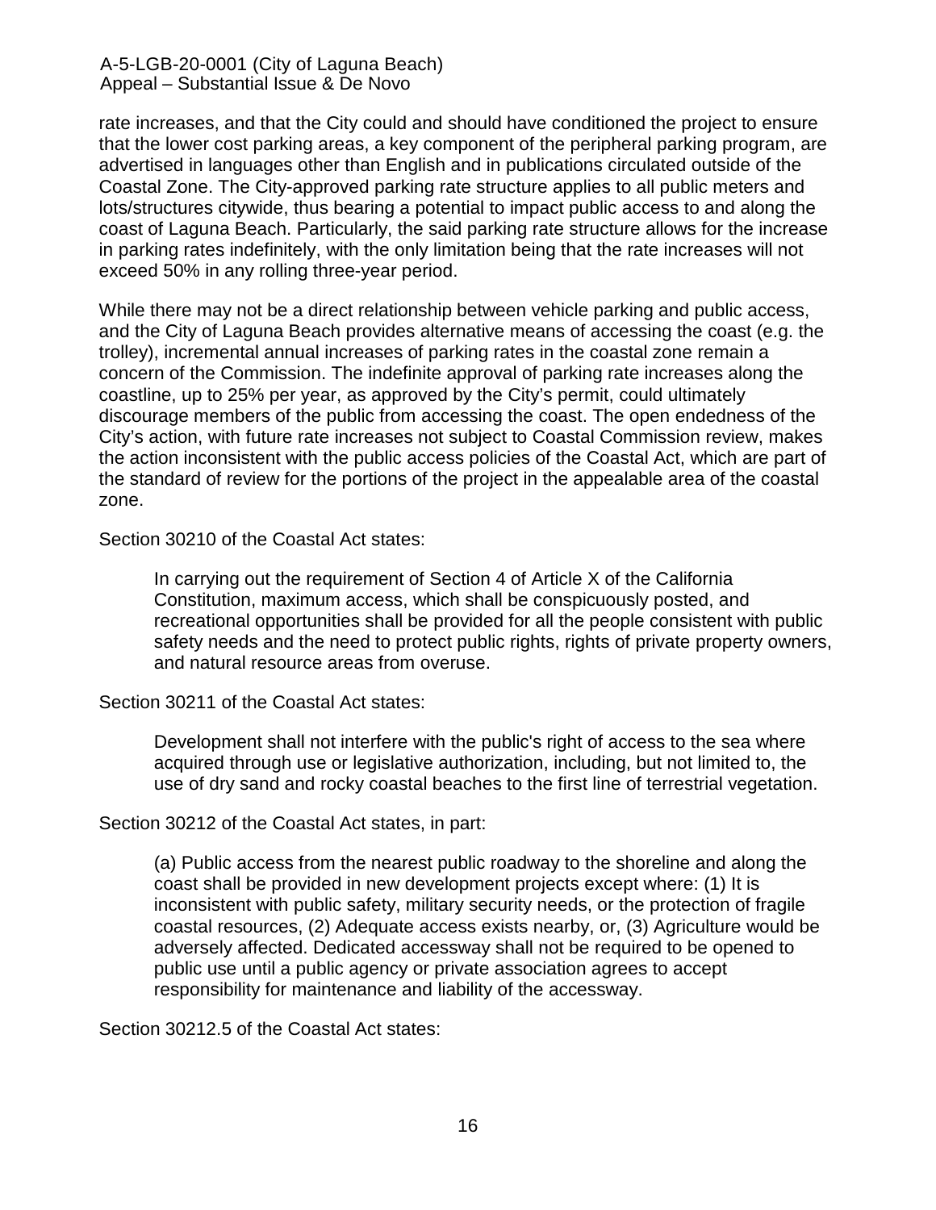rate increases, and that the City could and should have conditioned the project to ensure that the lower cost parking areas, a key component of the peripheral parking program, are advertised in languages other than English and in publications circulated outside of the Coastal Zone. The City-approved parking rate structure applies to all public meters and lots/structures citywide, thus bearing a potential to impact public access to and along the coast of Laguna Beach. Particularly, the said parking rate structure allows for the increase in parking rates indefinitely, with the only limitation being that the rate increases will not exceed 50% in any rolling three-year period.

While there may not be a direct relationship between vehicle parking and public access, and the City of Laguna Beach provides alternative means of accessing the coast (e.g. the trolley), incremental annual increases of parking rates in the coastal zone remain a concern of the Commission. The indefinite approval of parking rate increases along the coastline, up to 25% per year, as approved by the City's permit, could ultimately discourage members of the public from accessing the coast. The open endedness of the City's action, with future rate increases not subject to Coastal Commission review, makes the action inconsistent with the public access policies of the Coastal Act, which are part of the standard of review for the portions of the project in the appealable area of the coastal zone.

Section 30210 of the Coastal Act states:

> In carrying out the requirement of Section 4 of Article X of the California Constitution, maximum access, which shall be conspicuously posted, and recreational opportunities shall be provided for all the people consistent with public safety needs and the need to protect public rights, rights of private property owners, and natural resource areas from overuse.

Section 30211 of the Coastal Act states:

> Development shall not interfere with the public's right of access to the sea where acquired through use or legislative authorization, including, but not limited to, the use of dry sand and rocky coastal beaches to the first line of terrestrial vegetation.

Section 30212 of the Coastal Act states, in part:

> (a) Public access from the nearest public roadway to the shoreline and along the coast shall be provided in new development projects except where: (1) It is inconsistent with public safety, military security needs, or the protection of fragile coastal resources, (2) Adequate access exists nearby, or, (3) Agriculture would be adversely affected. Dedicated accessway shall not be required to be opened to public use until a public agency or private association agrees to accept responsibility for maintenance and liability of the accessway.

Section 30212.5 of the Coastal Act states: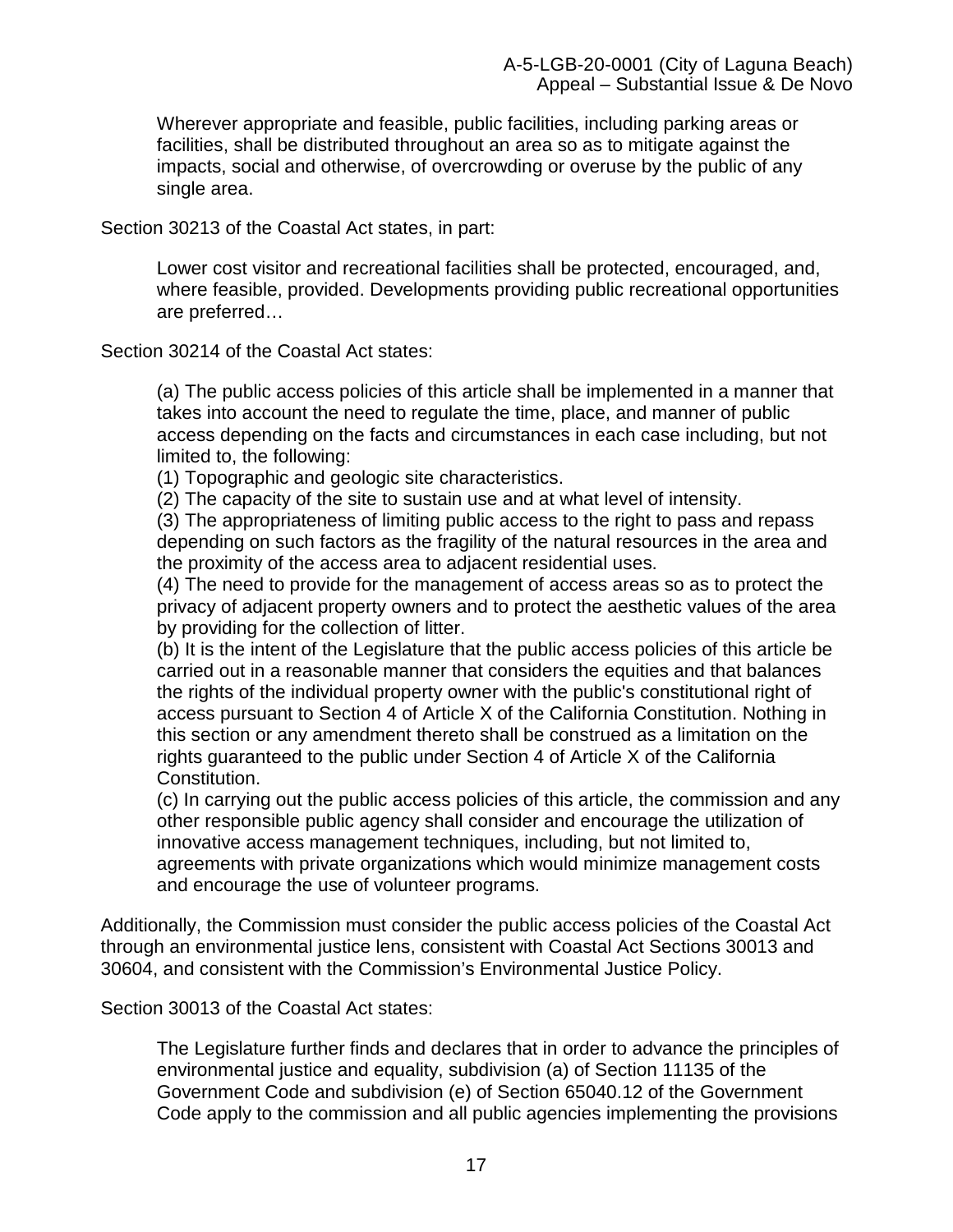Wherever appropriate and feasible, public facilities, including parking areas or facilities, shall be distributed throughout an area so as to mitigate against the impacts, social and otherwise, of overcrowding or overuse by the public of any single area.

Section 30213 of the Coastal Act states, in part:

> Lower cost visitor and recreational facilities shall be protected, encouraged, and, where feasible, provided. Developments providing public recreational opportunities are preferred…

Section 30214 of the Coastal Act states:

> (a) The public access policies of this article shall be implemented in a manner that takes into account the need to regulate the time, place, and manner of public access depending on the facts and circumstances in each case including, but not limited to, the following:
> (1) Topographic and geologic site characteristics.
> (2) The capacity of the site to sustain use and at what level of intensity.
> (3) The appropriateness of limiting public access to the right to pass and repass depending on such factors as the fragility of the natural resources in the area and the proximity of the access area to adjacent residential uses.
> (4) The need to provide for the management of access areas so as to protect the privacy of adjacent property owners and to protect the aesthetic values of the area by providing for the collection of litter.
> (b) It is the intent of the Legislature that the public access policies of this article be carried out in a reasonable manner that considers the equities and that balances the rights of the individual property owner with the public's constitutional right of access pursuant to Section 4 of Article X of the California Constitution. Nothing in this section or any amendment thereto shall be construed as a limitation on the rights guaranteed to the public under Section 4 of Article X of the California Constitution.
> (c) In carrying out the public access policies of this article, the commission and any other responsible public agency shall consider and encourage the utilization of innovative access management techniques, including, but not limited to, agreements with private organizations which would minimize management costs and encourage the use of volunteer programs.

Additionally, the Commission must consider the public access policies of the Coastal Act through an environmental justice lens, consistent with Coastal Act Sections 30013 and 30604, and consistent with the Commission's Environmental Justice Policy.

Section 30013 of the Coastal Act states:

> The Legislature further finds and declares that in order to advance the principles of environmental justice and equality, subdivision (a) of Section 11135 of the Government Code and subdivision (e) of Section 65040.12 of the Government Code apply to the commission and all public agencies implementing the provisions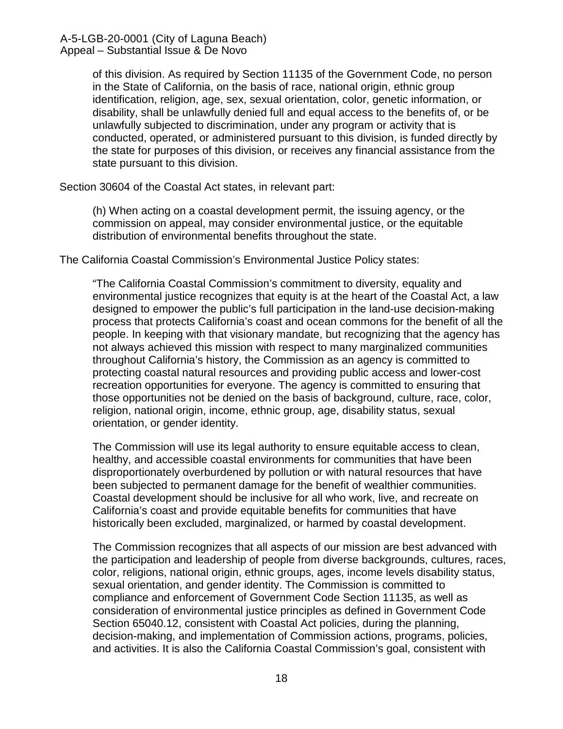of this division. As required by Section 11135 of the Government Code, no person in the State of California, on the basis of race, national origin, ethnic group identification, religion, age, sex, sexual orientation, color, genetic information, or disability, shall be unlawfully denied full and equal access to the benefits of, or be unlawfully subjected to discrimination, under any program or activity that is conducted, operated, or administered pursuant to this division, is funded directly by the state for purposes of this division, or receives any financial assistance from the state pursuant to this division.

Section 30604 of the Coastal Act states, in relevant part:

> (h) When acting on a coastal development permit, the issuing agency, or the commission on appeal, may consider environmental justice, or the equitable distribution of environmental benefits throughout the state.

The California Coastal Commission's Environmental Justice Policy states:

> "The California Coastal Commission's commitment to diversity, equality and environmental justice recognizes that equity is at the heart of the Coastal Act, a law designed to empower the public's full participation in the land-use decision-making process that protects California's coast and ocean commons for the benefit of all the people. In keeping with that visionary mandate, but recognizing that the agency has not always achieved this mission with respect to many marginalized communities throughout California's history, the Commission as an agency is committed to protecting coastal natural resources and providing public access and lower-cost recreation opportunities for everyone. The agency is committed to ensuring that those opportunities not be denied on the basis of background, culture, race, color, religion, national origin, income, ethnic group, age, disability status, sexual orientation, or gender identity.
>
> The Commission will use its legal authority to ensure equitable access to clean, healthy, and accessible coastal environments for communities that have been disproportionately overburdened by pollution or with natural resources that have been subjected to permanent damage for the benefit of wealthier communities. Coastal development should be inclusive for all who work, live, and recreate on California's coast and provide equitable benefits for communities that have historically been excluded, marginalized, or harmed by coastal development.
>
> The Commission recognizes that all aspects of our mission are best advanced with the participation and leadership of people from diverse backgrounds, cultures, races, color, religions, national origin, ethnic groups, ages, income levels disability status, sexual orientation, and gender identity. The Commission is committed to compliance and enforcement of Government Code Section 11135, as well as consideration of environmental justice principles as defined in Government Code Section 65040.12, consistent with Coastal Act policies, during the planning, decision-making, and implementation of Commission actions, programs, policies, and activities. It is also the California Coastal Commission's goal, consistent with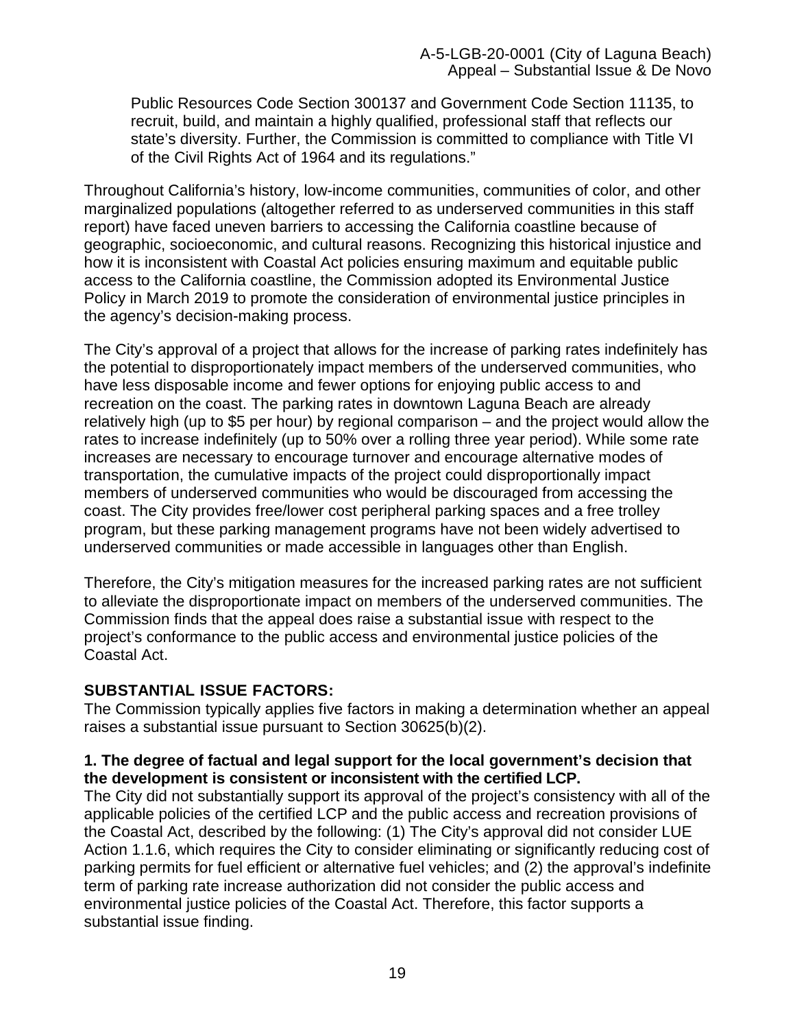> Public Resources Code Section 300137 and Government Code Section 11135, to recruit, build, and maintain a highly qualified, professional staff that reflects our state's diversity. Further, the Commission is committed to compliance with Title VI of the Civil Rights Act of 1964 and its regulations."

Throughout California's history, low-income communities, communities of color, and other marginalized populations (altogether referred to as underserved communities in this staff report) have faced uneven barriers to accessing the California coastline because of geographic, socioeconomic, and cultural reasons. Recognizing this historical injustice and how it is inconsistent with Coastal Act policies ensuring maximum and equitable public access to the California coastline, the Commission adopted its Environmental Justice Policy in March 2019 to promote the consideration of environmental justice principles in the agency's decision-making process.

The City's approval of a project that allows for the increase of parking rates indefinitely has the potential to disproportionately impact members of the underserved communities, who have less disposable income and fewer options for enjoying public access to and recreation on the coast. The parking rates in downtown Laguna Beach are already relatively high (up to $5 per hour) by regional comparison – and the project would allow the rates to increase indefinitely (up to 50% over a rolling three year period). While some rate increases are necessary to encourage turnover and encourage alternative modes of transportation, the cumulative impacts of the project could disproportionally impact members of underserved communities who would be discouraged from accessing the coast. The City provides free/lower cost peripheral parking spaces and a free trolley program, but these parking management programs have not been widely advertised to underserved communities or made accessible in languages other than English.

Therefore, the City's mitigation measures for the increased parking rates are not sufficient to alleviate the disproportionate impact on members of the underserved communities. The Commission finds that the appeal does raise a substantial issue with respect to the project's conformance to the public access and environmental justice policies of the Coastal Act.

**SUBSTANTIAL ISSUE FACTORS:**

The Commission typically applies five factors in making a determination whether an appeal raises a substantial issue pursuant to Section 30625(b)(2).

**1. The degree of factual and legal support for the local government's decision that the development is consistent or inconsistent with the certified LCP.**

The City did not substantially support its approval of the project's consistency with all of the applicable policies of the certified LCP and the public access and recreation provisions of the Coastal Act, described by the following: (1) The City's approval did not consider LUE Action 1.1.6, which requires the City to consider eliminating or significantly reducing cost of parking permits for fuel efficient or alternative fuel vehicles; and (2) the approval's indefinite term of parking rate increase authorization did not consider the public access and environmental justice policies of the Coastal Act. Therefore, this factor supports a substantial issue finding.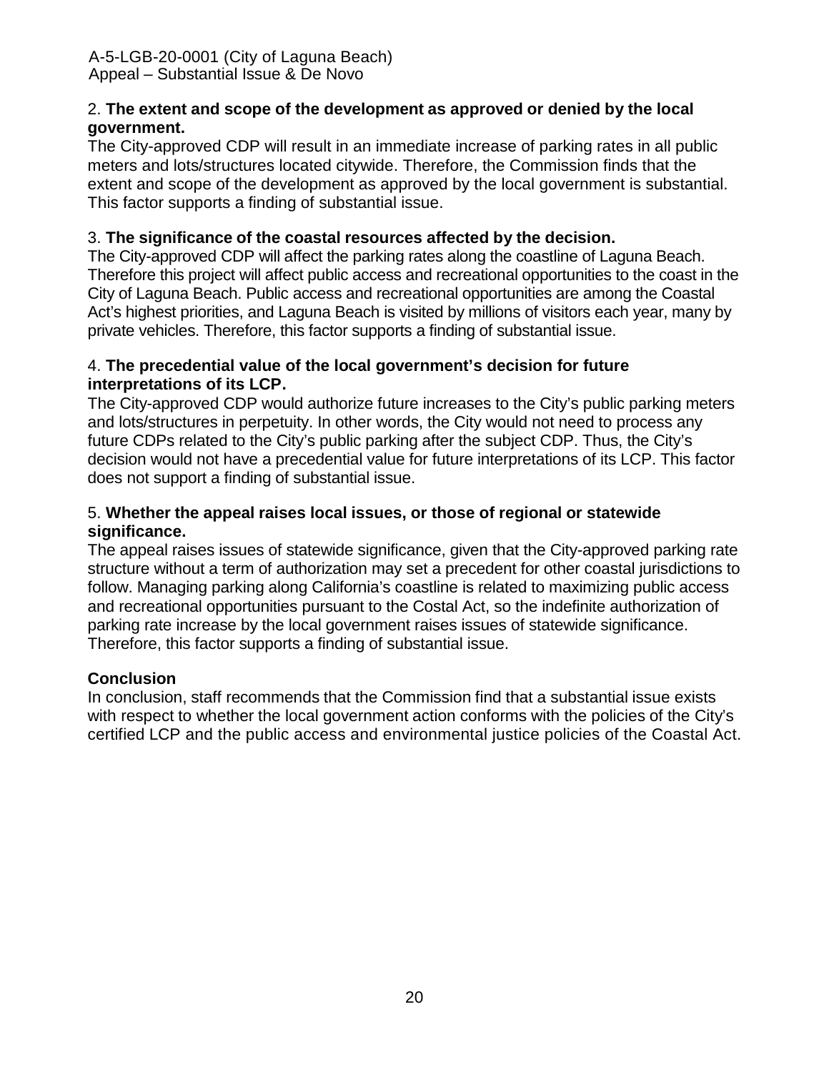2. **The extent and scope of the development as approved or denied by the local government.**

The City-approved CDP will result in an immediate increase of parking rates in all public meters and lots/structures located citywide. Therefore, the Commission finds that the extent and scope of the development as approved by the local government is substantial. This factor supports a finding of substantial issue.

3. **The significance of the coastal resources affected by the decision.**

The City-approved CDP will affect the parking rates along the coastline of Laguna Beach. Therefore this project will affect public access and recreational opportunities to the coast in the City of Laguna Beach. Public access and recreational opportunities are among the Coastal Act's highest priorities, and Laguna Beach is visited by millions of visitors each year, many by private vehicles. Therefore, this factor supports a finding of substantial issue.

4. **The precedential value of the local government's decision for future interpretations of its LCP.**

The City-approved CDP would authorize future increases to the City's public parking meters and lots/structures in perpetuity. In other words, the City would not need to process any future CDPs related to the City's public parking after the subject CDP. Thus, the City's decision would not have a precedential value for future interpretations of its LCP. This factor does not support a finding of substantial issue.

5. **Whether the appeal raises local issues, or those of regional or statewide significance.**

The appeal raises issues of statewide significance, given that the City-approved parking rate structure without a term of authorization may set a precedent for other coastal jurisdictions to follow. Managing parking along California's coastline is related to maximizing public access and recreational opportunities pursuant to the Costal Act, so the indefinite authorization of parking rate increase by the local government raises issues of statewide significance. Therefore, this factor supports a finding of substantial issue.

**Conclusion**

In conclusion, staff recommends that the Commission find that a substantial issue exists with respect to whether the local government action conforms with the policies of the City's certified LCP and the public access and environmental justice policies of the Coastal Act.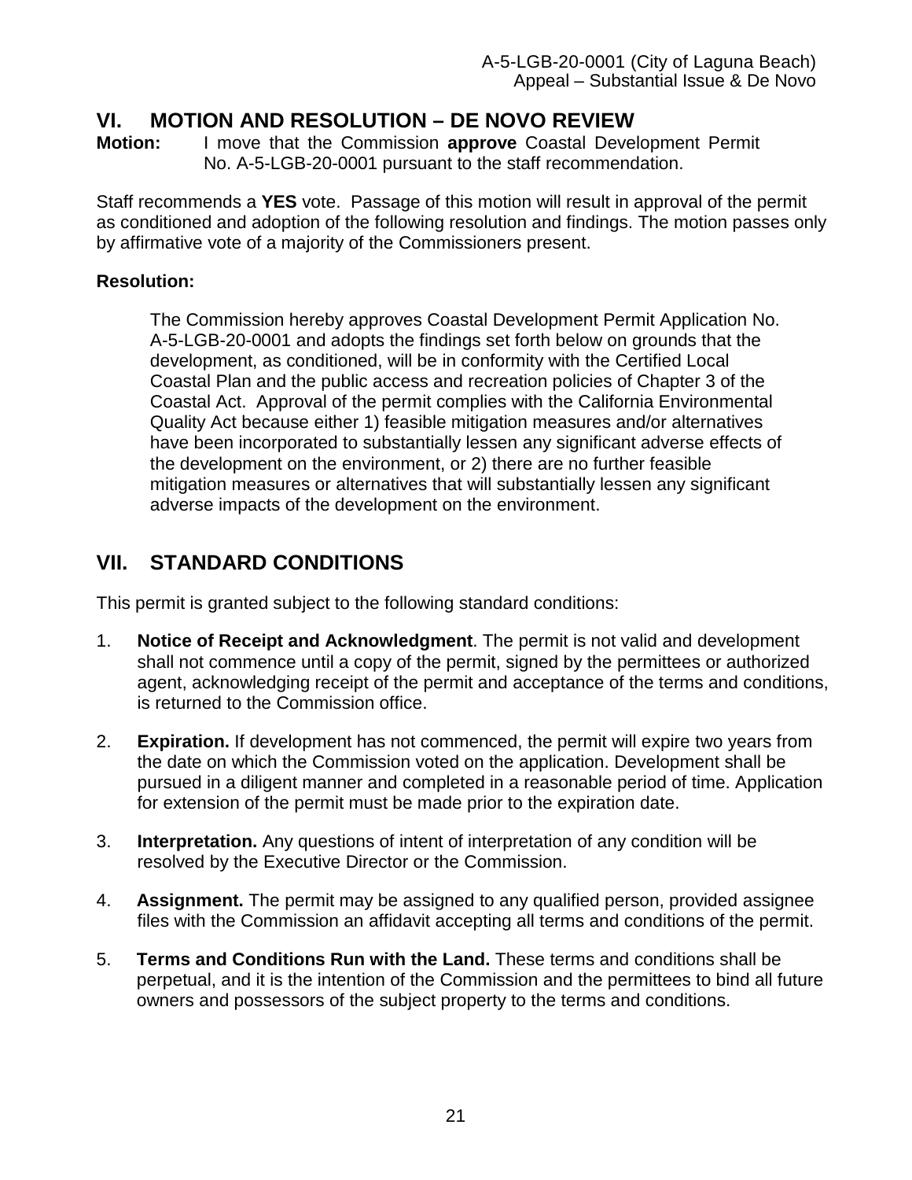## VI. MOTION AND RESOLUTION – DE NOVO REVIEW

**Motion:** I move that the Commission **approve** Coastal Development Permit No. A-5-LGB-20-0001 pursuant to the staff recommendation.

Staff recommends a **YES** vote. Passage of this motion will result in approval of the permit as conditioned and adoption of the following resolution and findings. The motion passes only by affirmative vote of a majority of the Commissioners present.

**Resolution:**

> The Commission hereby approves Coastal Development Permit Application No. A-5-LGB-20-0001 and adopts the findings set forth below on grounds that the development, as conditioned, will be in conformity with the Certified Local Coastal Plan and the public access and recreation policies of Chapter 3 of the Coastal Act. Approval of the permit complies with the California Environmental Quality Act because either 1) feasible mitigation measures and/or alternatives have been incorporated to substantially lessen any significant adverse effects of the development on the environment, or 2) there are no further feasible mitigation measures or alternatives that will substantially lessen any significant adverse impacts of the development on the environment.

## VII. STANDARD CONDITIONS

This permit is granted subject to the following standard conditions:

1. **Notice of Receipt and Acknowledgment**. The permit is not valid and development shall not commence until a copy of the permit, signed by the permittees or authorized agent, acknowledging receipt of the permit and acceptance of the terms and conditions, is returned to the Commission office.

2. **Expiration.** If development has not commenced, the permit will expire two years from the date on which the Commission voted on the application. Development shall be pursued in a diligent manner and completed in a reasonable period of time. Application for extension of the permit must be made prior to the expiration date.

3. **Interpretation.** Any questions of intent of interpretation of any condition will be resolved by the Executive Director or the Commission.

4. **Assignment.** The permit may be assigned to any qualified person, provided assignee files with the Commission an affidavit accepting all terms and conditions of the permit.

5. **Terms and Conditions Run with the Land.** These terms and conditions shall be perpetual, and it is the intention of the Commission and the permittees to bind all future owners and possessors of the subject property to the terms and conditions.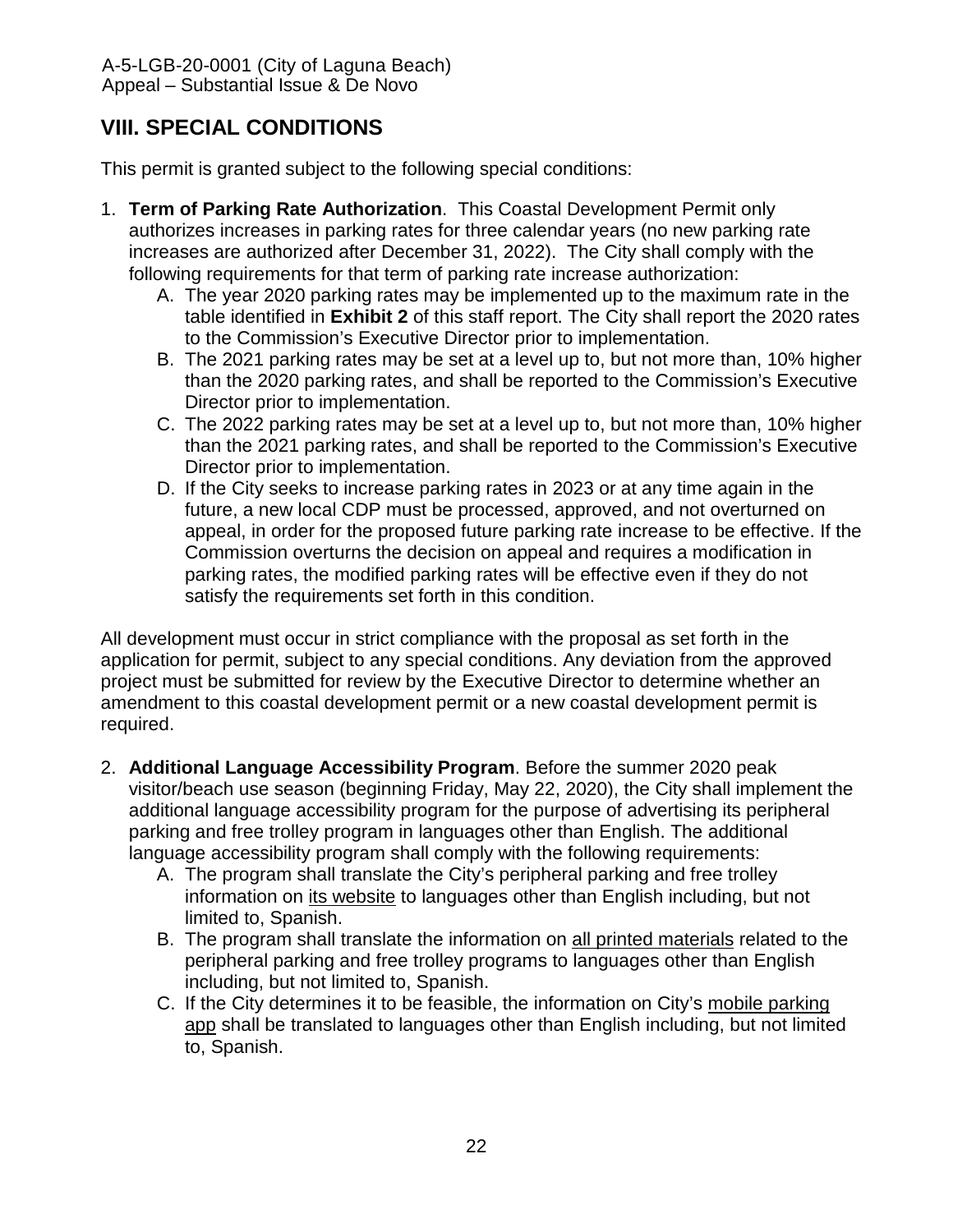## VIII. SPECIAL CONDITIONS

This permit is granted subject to the following special conditions:

1. **Term of Parking Rate Authorization**. This Coastal Development Permit only authorizes increases in parking rates for three calendar years (no new parking rate increases are authorized after December 31, 2022). The City shall comply with the following requirements for that term of parking rate increase authorization:
   A. The year 2020 parking rates may be implemented up to the maximum rate in the table identified in **Exhibit 2** of this staff report. The City shall report the 2020 rates to the Commission's Executive Director prior to implementation.
   B. The 2021 parking rates may be set at a level up to, but not more than, 10% higher than the 2020 parking rates, and shall be reported to the Commission's Executive Director prior to implementation.
   C. The 2022 parking rates may be set at a level up to, but not more than, 10% higher than the 2021 parking rates, and shall be reported to the Commission's Executive Director prior to implementation.
   D. If the City seeks to increase parking rates in 2023 or at any time again in the future, a new local CDP must be processed, approved, and not overturned on appeal, in order for the proposed future parking rate increase to be effective. If the Commission overturns the decision on appeal and requires a modification in parking rates, the modified parking rates will be effective even if they do not satisfy the requirements set forth in this condition.

All development must occur in strict compliance with the proposal as set forth in the application for permit, subject to any special conditions. Any deviation from the approved project must be submitted for review by the Executive Director to determine whether an amendment to this coastal development permit or a new coastal development permit is required.

2. **Additional Language Accessibility Program**. Before the summer 2020 peak visitor/beach use season (beginning Friday, May 22, 2020), the City shall implement the additional language accessibility program for the purpose of advertising its peripheral parking and free trolley program in languages other than English. The additional language accessibility program shall comply with the following requirements:
   A. The program shall translate the City's peripheral parking and free trolley information on <u>its website</u> to languages other than English including, but not limited to, Spanish.
   B. The program shall translate the information on <u>all printed materials</u> related to the peripheral parking and free trolley programs to languages other than English including, but not limited to, Spanish.
   C. If the City determines it to be feasible, the information on City's <u>mobile parking app</u> shall be translated to languages other than English including, but not limited to, Spanish.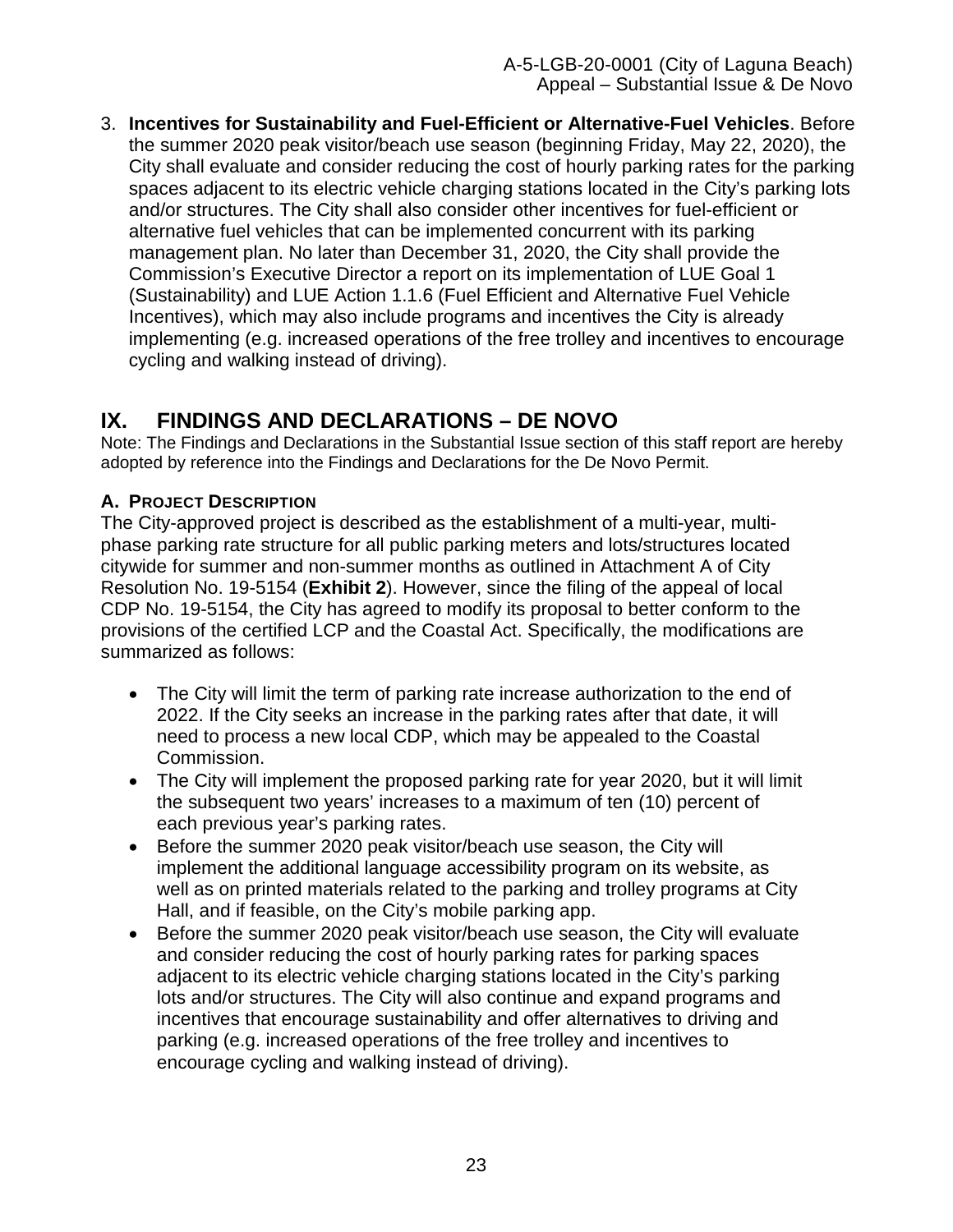3. **Incentives for Sustainability and Fuel-Efficient or Alternative-Fuel Vehicles**. Before the summer 2020 peak visitor/beach use season (beginning Friday, May 22, 2020), the City shall evaluate and consider reducing the cost of hourly parking rates for the parking spaces adjacent to its electric vehicle charging stations located in the City's parking lots and/or structures. The City shall also consider other incentives for fuel-efficient or alternative fuel vehicles that can be implemented concurrent with its parking management plan. No later than December 31, 2020, the City shall provide the Commission's Executive Director a report on its implementation of LUE Goal 1 (Sustainability) and LUE Action 1.1.6 (Fuel Efficient and Alternative Fuel Vehicle Incentives), which may also include programs and incentives the City is already implementing (e.g. increased operations of the free trolley and incentives to encourage cycling and walking instead of driving).

# IX. FINDINGS AND DECLARATIONS – DE NOVO

Note: The Findings and Declarations in the Substantial Issue section of this staff report are hereby adopted by reference into the Findings and Declarations for the De Novo Permit.

### A. PROJECT DESCRIPTION

The City-approved project is described as the establishment of a multi-year, multi-phase parking rate structure for all public parking meters and lots/structures located citywide for summer and non-summer months as outlined in Attachment A of City Resolution No. 19-5154 (**Exhibit 2**). However, since the filing of the appeal of local CDP No. 19-5154, the City has agreed to modify its proposal to better conform to the provisions of the certified LCP and the Coastal Act. Specifically, the modifications are summarized as follows:

- The City will limit the term of parking rate increase authorization to the end of 2022. If the City seeks an increase in the parking rates after that date, it will need to process a new local CDP, which may be appealed to the Coastal Commission.
- The City will implement the proposed parking rate for year 2020, but it will limit the subsequent two years' increases to a maximum of ten (10) percent of each previous year's parking rates.
- Before the summer 2020 peak visitor/beach use season, the City will implement the additional language accessibility program on its website, as well as on printed materials related to the parking and trolley programs at City Hall, and if feasible, on the City's mobile parking app.
- Before the summer 2020 peak visitor/beach use season, the City will evaluate and consider reducing the cost of hourly parking rates for parking spaces adjacent to its electric vehicle charging stations located in the City's parking lots and/or structures. The City will also continue and expand programs and incentives that encourage sustainability and offer alternatives to driving and parking (e.g. increased operations of the free trolley and incentives to encourage cycling and walking instead of driving).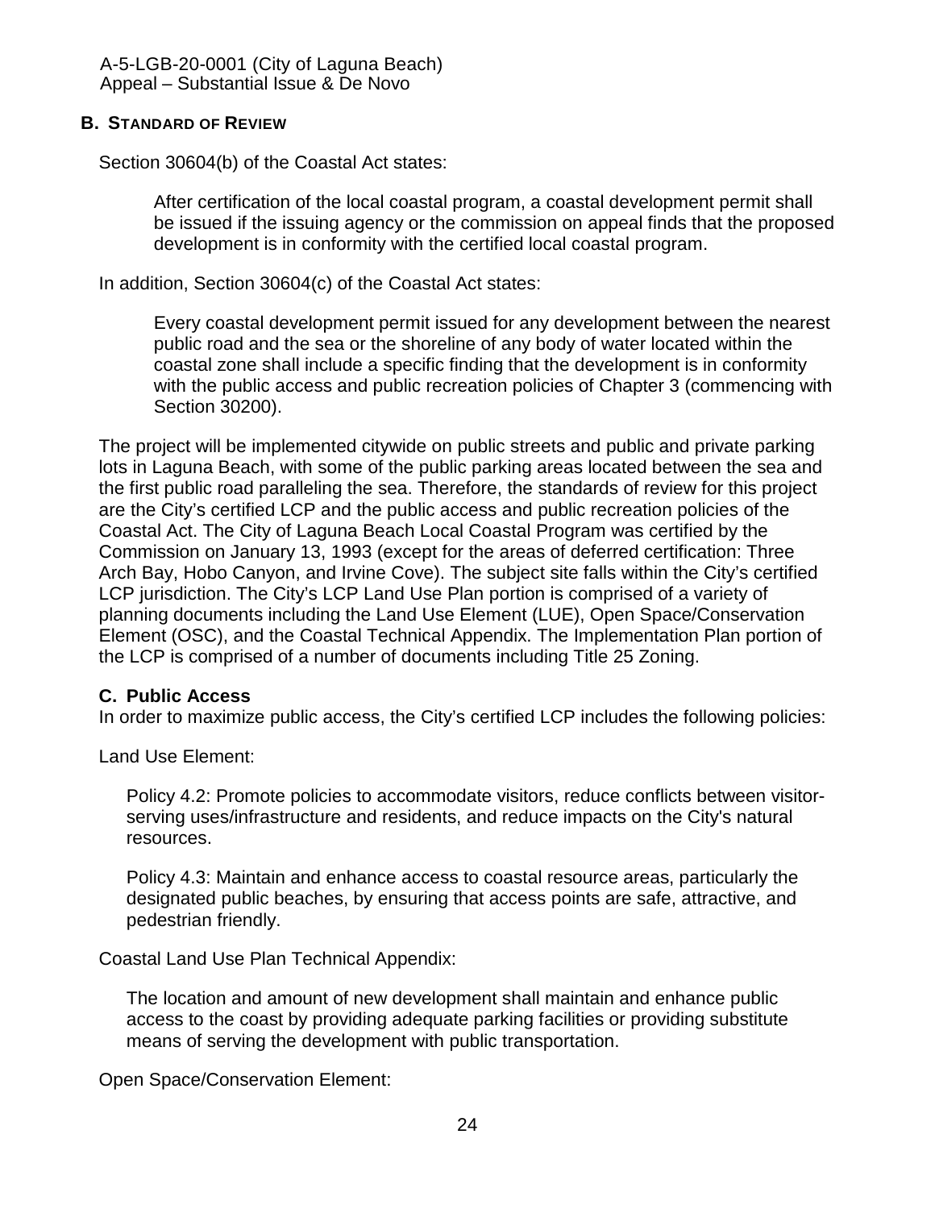## B. STANDARD OF REVIEW

Section 30604(b) of the Coastal Act states:

> After certification of the local coastal program, a coastal development permit shall be issued if the issuing agency or the commission on appeal finds that the proposed development is in conformity with the certified local coastal program.

In addition, Section 30604(c) of the Coastal Act states:

> Every coastal development permit issued for any development between the nearest public road and the sea or the shoreline of any body of water located within the coastal zone shall include a specific finding that the development is in conformity with the public access and public recreation policies of Chapter 3 (commencing with Section 30200).

The project will be implemented citywide on public streets and public and private parking lots in Laguna Beach, with some of the public parking areas located between the sea and the first public road paralleling the sea. Therefore, the standards of review for this project are the City's certified LCP and the public access and public recreation policies of the Coastal Act. The City of Laguna Beach Local Coastal Program was certified by the Commission on January 13, 1993 (except for the areas of deferred certification: Three Arch Bay, Hobo Canyon, and Irvine Cove). The subject site falls within the City's certified LCP jurisdiction. The City's LCP Land Use Plan portion is comprised of a variety of planning documents including the Land Use Element (LUE), Open Space/Conservation Element (OSC), and the Coastal Technical Appendix. The Implementation Plan portion of the LCP is comprised of a number of documents including Title 25 Zoning.

## C. Public Access

In order to maximize public access, the City's certified LCP includes the following policies:

Land Use Element:

> Policy 4.2: Promote policies to accommodate visitors, reduce conflicts between visitor-serving uses/infrastructure and residents, and reduce impacts on the City's natural resources.
>
> Policy 4.3: Maintain and enhance access to coastal resource areas, particularly the designated public beaches, by ensuring that access points are safe, attractive, and pedestrian friendly.

Coastal Land Use Plan Technical Appendix:

> The location and amount of new development shall maintain and enhance public access to the coast by providing adequate parking facilities or providing substitute means of serving the development with public transportation.

Open Space/Conservation Element: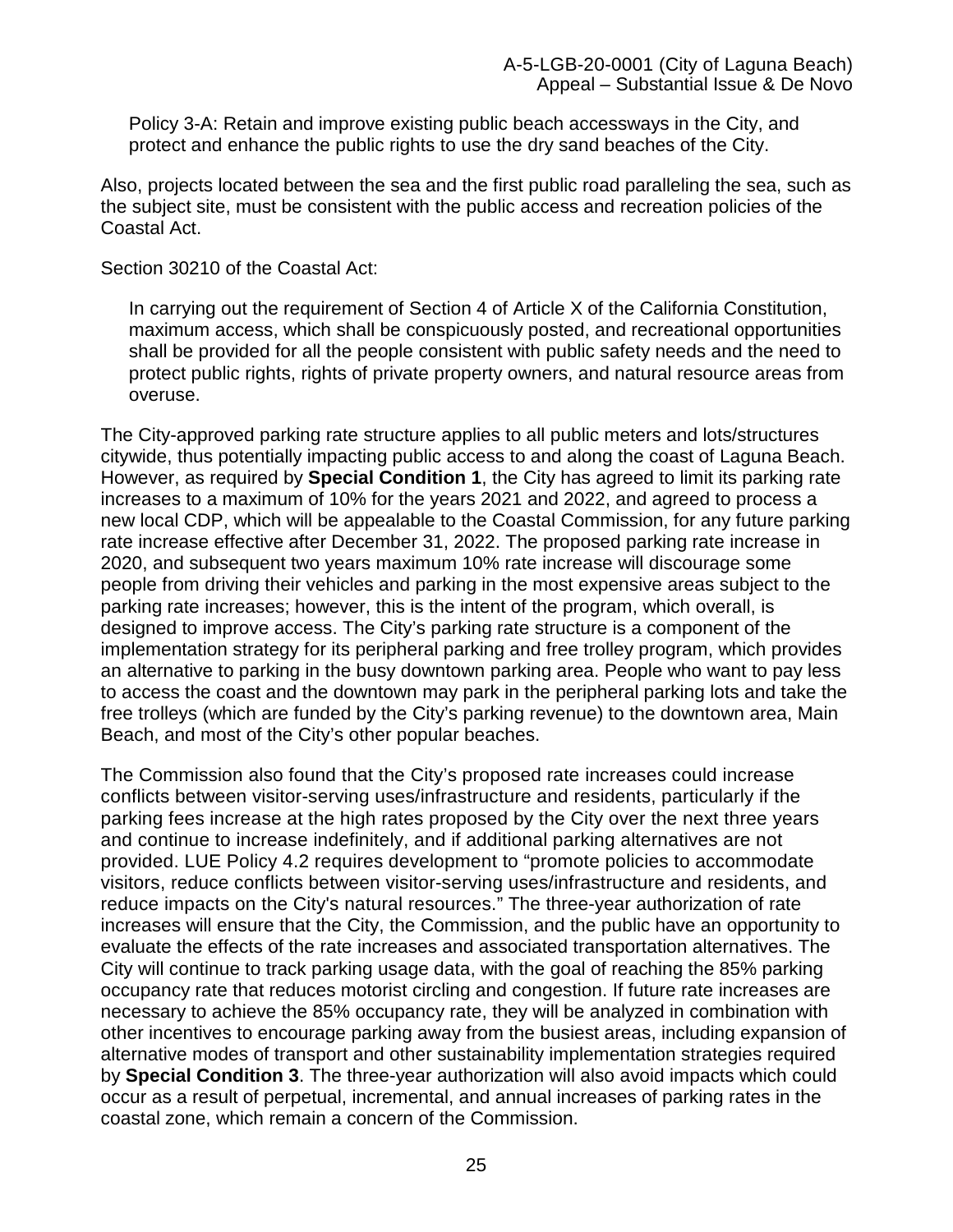> Policy 3-A: Retain and improve existing public beach accessways in the City, and protect and enhance the public rights to use the dry sand beaches of the City.

Also, projects located between the sea and the first public road paralleling the sea, such as the subject site, must be consistent with the public access and recreation policies of the Coastal Act.

Section 30210 of the Coastal Act:

> In carrying out the requirement of Section 4 of Article X of the California Constitution, maximum access, which shall be conspicuously posted, and recreational opportunities shall be provided for all the people consistent with public safety needs and the need to protect public rights, rights of private property owners, and natural resource areas from overuse.

The City-approved parking rate structure applies to all public meters and lots/structures citywide, thus potentially impacting public access to and along the coast of Laguna Beach. However, as required by **Special Condition 1**, the City has agreed to limit its parking rate increases to a maximum of 10% for the years 2021 and 2022, and agreed to process a new local CDP, which will be appealable to the Coastal Commission, for any future parking rate increase effective after December 31, 2022. The proposed parking rate increase in 2020, and subsequent two years maximum 10% rate increase will discourage some people from driving their vehicles and parking in the most expensive areas subject to the parking rate increases; however, this is the intent of the program, which overall, is designed to improve access. The City's parking rate structure is a component of the implementation strategy for its peripheral parking and free trolley program, which provides an alternative to parking in the busy downtown parking area. People who want to pay less to access the coast and the downtown may park in the peripheral parking lots and take the free trolleys (which are funded by the City's parking revenue) to the downtown area, Main Beach, and most of the City's other popular beaches.

The Commission also found that the City's proposed rate increases could increase conflicts between visitor-serving uses/infrastructure and residents, particularly if the parking fees increase at the high rates proposed by the City over the next three years and continue to increase indefinitely, and if additional parking alternatives are not provided. LUE Policy 4.2 requires development to "promote policies to accommodate visitors, reduce conflicts between visitor-serving uses/infrastructure and residents, and reduce impacts on the City's natural resources." The three-year authorization of rate increases will ensure that the City, the Commission, and the public have an opportunity to evaluate the effects of the rate increases and associated transportation alternatives. The City will continue to track parking usage data, with the goal of reaching the 85% parking occupancy rate that reduces motorist circling and congestion. If future rate increases are necessary to achieve the 85% occupancy rate, they will be analyzed in combination with other incentives to encourage parking away from the busiest areas, including expansion of alternative modes of transport and other sustainability implementation strategies required by **Special Condition 3**. The three-year authorization will also avoid impacts which could occur as a result of perpetual, incremental, and annual increases of parking rates in the coastal zone, which remain a concern of the Commission.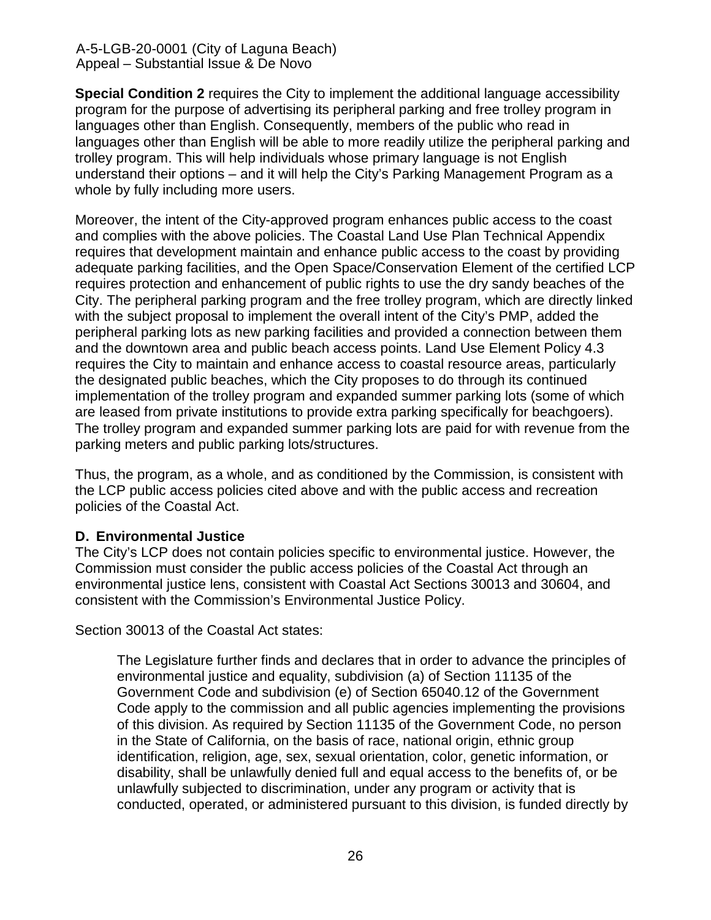**Special Condition 2** requires the City to implement the additional language accessibility program for the purpose of advertising its peripheral parking and free trolley program in languages other than English. Consequently, members of the public who read in languages other than English will be able to more readily utilize the peripheral parking and trolley program. This will help individuals whose primary language is not English understand their options – and it will help the City's Parking Management Program as a whole by fully including more users.

Moreover, the intent of the City-approved program enhances public access to the coast and complies with the above policies. The Coastal Land Use Plan Technical Appendix requires that development maintain and enhance public access to the coast by providing adequate parking facilities, and the Open Space/Conservation Element of the certified LCP requires protection and enhancement of public rights to use the dry sandy beaches of the City. The peripheral parking program and the free trolley program, which are directly linked with the subject proposal to implement the overall intent of the City's PMP, added the peripheral parking lots as new parking facilities and provided a connection between them and the downtown area and public beach access points. Land Use Element Policy 4.3 requires the City to maintain and enhance access to coastal resource areas, particularly the designated public beaches, which the City proposes to do through its continued implementation of the trolley program and expanded summer parking lots (some of which are leased from private institutions to provide extra parking specifically for beachgoers). The trolley program and expanded summer parking lots are paid for with revenue from the parking meters and public parking lots/structures.

Thus, the program, as a whole, and as conditioned by the Commission, is consistent with the LCP public access policies cited above and with the public access and recreation policies of the Coastal Act.

### D. Environmental Justice

The City's LCP does not contain policies specific to environmental justice. However, the Commission must consider the public access policies of the Coastal Act through an environmental justice lens, consistent with Coastal Act Sections 30013 and 30604, and consistent with the Commission's Environmental Justice Policy.

Section 30013 of the Coastal Act states:

> The Legislature further finds and declares that in order to advance the principles of environmental justice and equality, subdivision (a) of Section 11135 of the Government Code and subdivision (e) of Section 65040.12 of the Government Code apply to the commission and all public agencies implementing the provisions of this division. As required by Section 11135 of the Government Code, no person in the State of California, on the basis of race, national origin, ethnic group identification, religion, age, sex, sexual orientation, color, genetic information, or disability, shall be unlawfully denied full and equal access to the benefits of, or be unlawfully subjected to discrimination, under any program or activity that is conducted, operated, or administered pursuant to this division, is funded directly by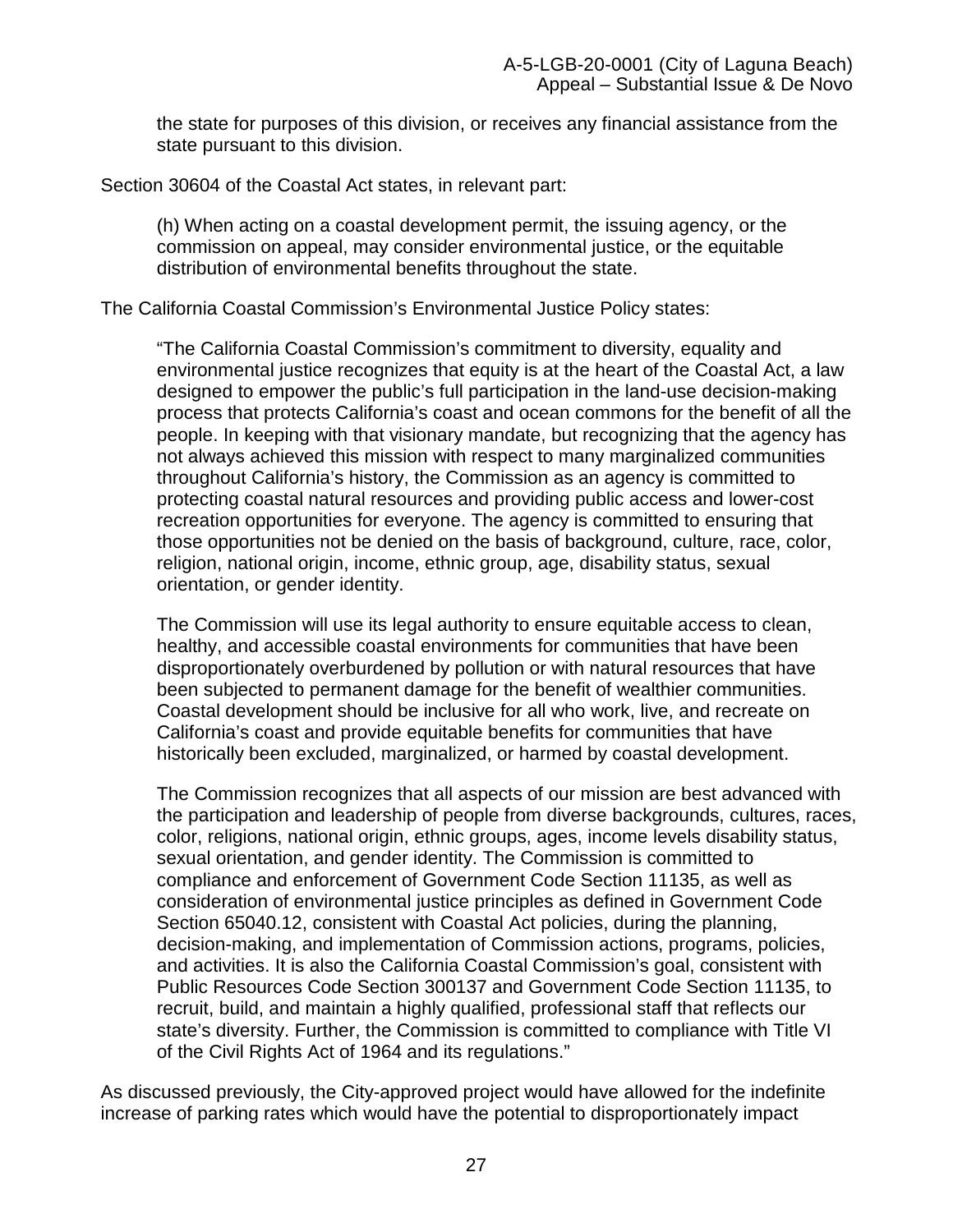> the state for purposes of this division, or receives any financial assistance from the state pursuant to this division.

Section 30604 of the Coastal Act states, in relevant part:

> (h) When acting on a coastal development permit, the issuing agency, or the commission on appeal, may consider environmental justice, or the equitable distribution of environmental benefits throughout the state.

The California Coastal Commission's Environmental Justice Policy states:

> "The California Coastal Commission's commitment to diversity, equality and environmental justice recognizes that equity is at the heart of the Coastal Act, a law designed to empower the public's full participation in the land-use decision-making process that protects California's coast and ocean commons for the benefit of all the people. In keeping with that visionary mandate, but recognizing that the agency has not always achieved this mission with respect to many marginalized communities throughout California's history, the Commission as an agency is committed to protecting coastal natural resources and providing public access and lower-cost recreation opportunities for everyone. The agency is committed to ensuring that those opportunities not be denied on the basis of background, culture, race, color, religion, national origin, income, ethnic group, age, disability status, sexual orientation, or gender identity.
>
> The Commission will use its legal authority to ensure equitable access to clean, healthy, and accessible coastal environments for communities that have been disproportionately overburdened by pollution or with natural resources that have been subjected to permanent damage for the benefit of wealthier communities. Coastal development should be inclusive for all who work, live, and recreate on California's coast and provide equitable benefits for communities that have historically been excluded, marginalized, or harmed by coastal development.
>
> The Commission recognizes that all aspects of our mission are best advanced with the participation and leadership of people from diverse backgrounds, cultures, races, color, religions, national origin, ethnic groups, ages, income levels disability status, sexual orientation, and gender identity. The Commission is committed to compliance and enforcement of Government Code Section 11135, as well as consideration of environmental justice principles as defined in Government Code Section 65040.12, consistent with Coastal Act policies, during the planning, decision-making, and implementation of Commission actions, programs, policies, and activities. It is also the California Coastal Commission's goal, consistent with Public Resources Code Section 300137 and Government Code Section 11135, to recruit, build, and maintain a highly qualified, professional staff that reflects our state's diversity. Further, the Commission is committed to compliance with Title VI of the Civil Rights Act of 1964 and its regulations."

As discussed previously, the City-approved project would have allowed for the indefinite increase of parking rates which would have the potential to disproportionately impact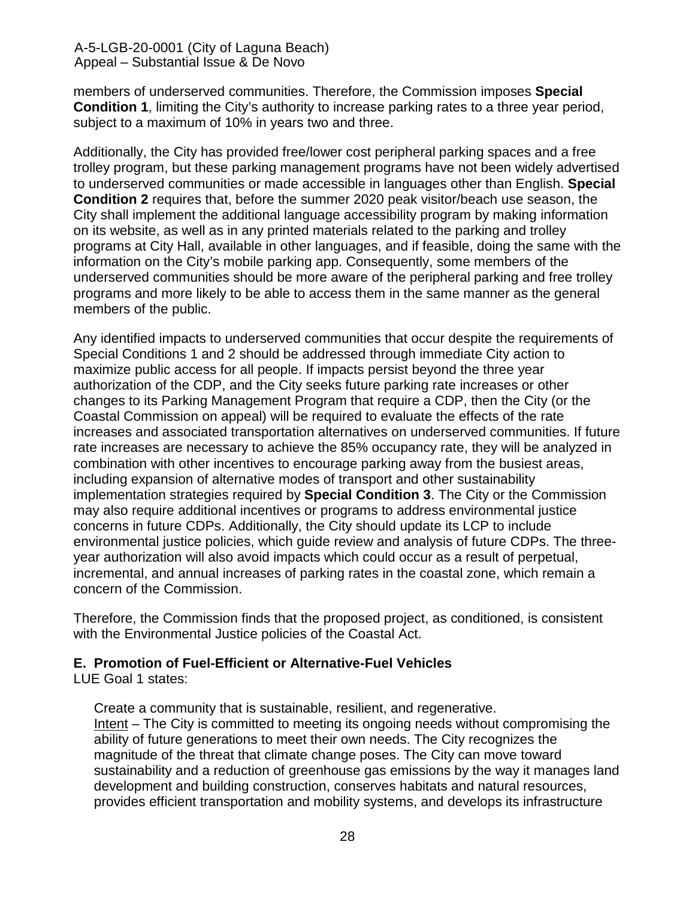members of underserved communities. Therefore, the Commission imposes **Special Condition 1**, limiting the City's authority to increase parking rates to a three year period, subject to a maximum of 10% in years two and three.

Additionally, the City has provided free/lower cost peripheral parking spaces and a free trolley program, but these parking management programs have not been widely advertised to underserved communities or made accessible in languages other than English. **Special Condition 2** requires that, before the summer 2020 peak visitor/beach use season, the City shall implement the additional language accessibility program by making information on its website, as well as in any printed materials related to the parking and trolley programs at City Hall, available in other languages, and if feasible, doing the same with the information on the City's mobile parking app. Consequently, some members of the underserved communities should be more aware of the peripheral parking and free trolley programs and more likely to be able to access them in the same manner as the general members of the public.

Any identified impacts to underserved communities that occur despite the requirements of Special Conditions 1 and 2 should be addressed through immediate City action to maximize public access for all people. If impacts persist beyond the three year authorization of the CDP, and the City seeks future parking rate increases or other changes to its Parking Management Program that require a CDP, then the City (or the Coastal Commission on appeal) will be required to evaluate the effects of the rate increases and associated transportation alternatives on underserved communities. If future rate increases are necessary to achieve the 85% occupancy rate, they will be analyzed in combination with other incentives to encourage parking away from the busiest areas, including expansion of alternative modes of transport and other sustainability implementation strategies required by **Special Condition 3**. The City or the Commission may also require additional incentives or programs to address environmental justice concerns in future CDPs. Additionally, the City should update its LCP to include environmental justice policies, which guide review and analysis of future CDPs. The three-year authorization will also avoid impacts which could occur as a result of perpetual, incremental, and annual increases of parking rates in the coastal zone, which remain a concern of the Commission.

Therefore, the Commission finds that the proposed project, as conditioned, is consistent with the Environmental Justice policies of the Coastal Act.

### E. Promotion of Fuel-Efficient or Alternative-Fuel Vehicles

LUE Goal 1 states:

> Create a community that is sustainable, resilient, and regenerative.
> Intent – The City is committed to meeting its ongoing needs without compromising the ability of future generations to meet their own needs. The City recognizes the magnitude of the threat that climate change poses. The City can move toward sustainability and a reduction of greenhouse gas emissions by the way it manages land development and building construction, conserves habitats and natural resources, provides efficient transportation and mobility systems, and develops its infrastructure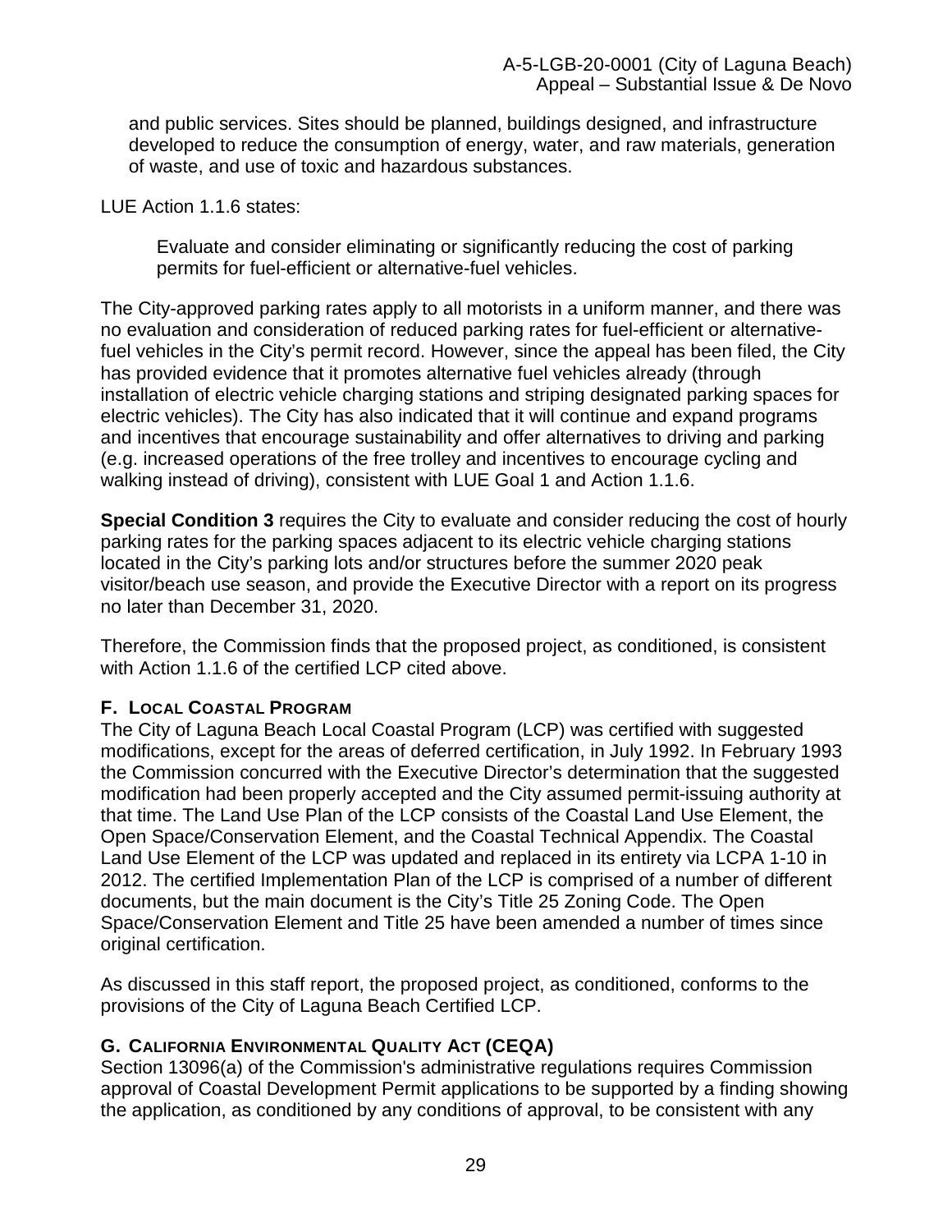and public services. Sites should be planned, buildings designed, and infrastructure developed to reduce the consumption of energy, water, and raw materials, generation of waste, and use of toxic and hazardous substances.

LUE Action 1.1.6 states:

> Evaluate and consider eliminating or significantly reducing the cost of parking permits for fuel-efficient or alternative-fuel vehicles.

The City-approved parking rates apply to all motorists in a uniform manner, and there was no evaluation and consideration of reduced parking rates for fuel-efficient or alternative-fuel vehicles in the City's permit record. However, since the appeal has been filed, the City has provided evidence that it promotes alternative fuel vehicles already (through installation of electric vehicle charging stations and striping designated parking spaces for electric vehicles). The City has also indicated that it will continue and expand programs and incentives that encourage sustainability and offer alternatives to driving and parking (e.g. increased operations of the free trolley and incentives to encourage cycling and walking instead of driving), consistent with LUE Goal 1 and Action 1.1.6.

**Special Condition 3** requires the City to evaluate and consider reducing the cost of hourly parking rates for the parking spaces adjacent to its electric vehicle charging stations located in the City's parking lots and/or structures before the summer 2020 peak visitor/beach use season, and provide the Executive Director with a report on its progress no later than December 31, 2020.

Therefore, the Commission finds that the proposed project, as conditioned, is consistent with Action 1.1.6 of the certified LCP cited above.

### F. Local Coastal Program

The City of Laguna Beach Local Coastal Program (LCP) was certified with suggested modifications, except for the areas of deferred certification, in July 1992. In February 1993 the Commission concurred with the Executive Director's determination that the suggested modification had been properly accepted and the City assumed permit-issuing authority at that time. The Land Use Plan of the LCP consists of the Coastal Land Use Element, the Open Space/Conservation Element, and the Coastal Technical Appendix. The Coastal Land Use Element of the LCP was updated and replaced in its entirety via LCPA 1-10 in 2012. The certified Implementation Plan of the LCP is comprised of a number of different documents, but the main document is the City's Title 25 Zoning Code. The Open Space/Conservation Element and Title 25 have been amended a number of times since original certification.

As discussed in this staff report, the proposed project, as conditioned, conforms to the provisions of the City of Laguna Beach Certified LCP.

### G. California Environmental Quality Act (CEQA)

Section 13096(a) of the Commission's administrative regulations requires Commission approval of Coastal Development Permit applications to be supported by a finding showing the application, as conditioned by any conditions of approval, to be consistent with any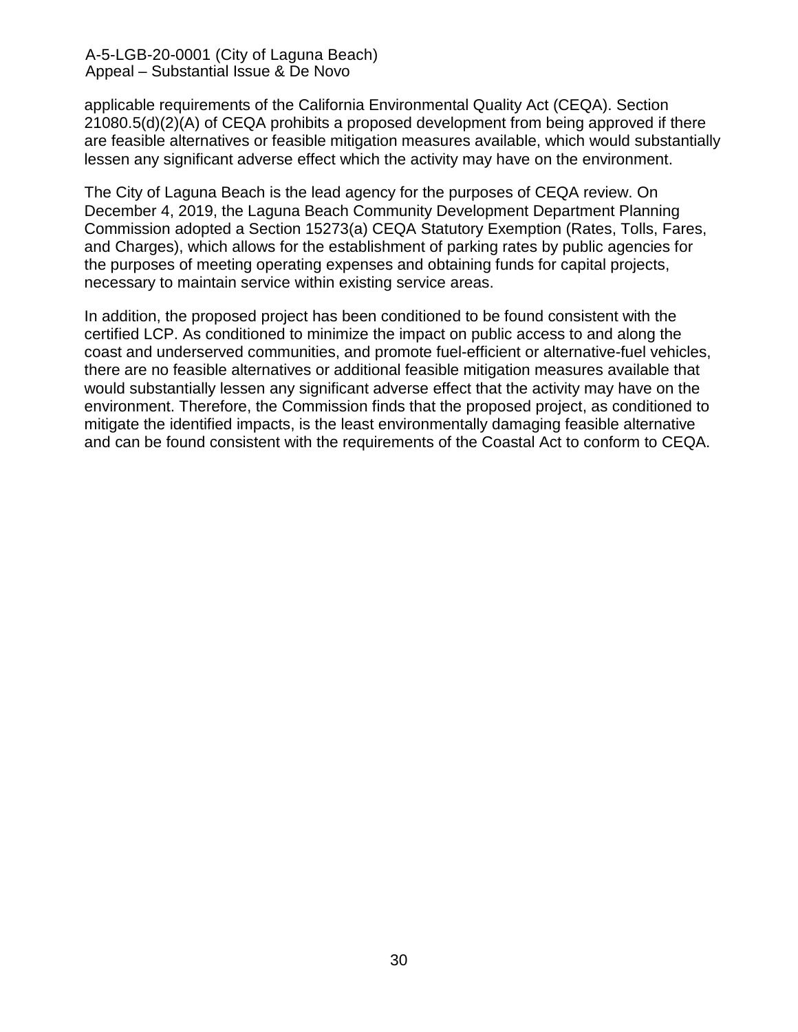applicable requirements of the California Environmental Quality Act (CEQA). Section 21080.5(d)(2)(A) of CEQA prohibits a proposed development from being approved if there are feasible alternatives or feasible mitigation measures available, which would substantially lessen any significant adverse effect which the activity may have on the environment.

The City of Laguna Beach is the lead agency for the purposes of CEQA review. On December 4, 2019, the Laguna Beach Community Development Department Planning Commission adopted a Section 15273(a) CEQA Statutory Exemption (Rates, Tolls, Fares, and Charges), which allows for the establishment of parking rates by public agencies for the purposes of meeting operating expenses and obtaining funds for capital projects, necessary to maintain service within existing service areas.

In addition, the proposed project has been conditioned to be found consistent with the certified LCP. As conditioned to minimize the impact on public access to and along the coast and underserved communities, and promote fuel-efficient or alternative-fuel vehicles, there are no feasible alternatives or additional feasible mitigation measures available that would substantially lessen any significant adverse effect that the activity may have on the environment. Therefore, the Commission finds that the proposed project, as conditioned to mitigate the identified impacts, is the least environmentally damaging feasible alternative and can be found consistent with the requirements of the Coastal Act to conform to CEQA.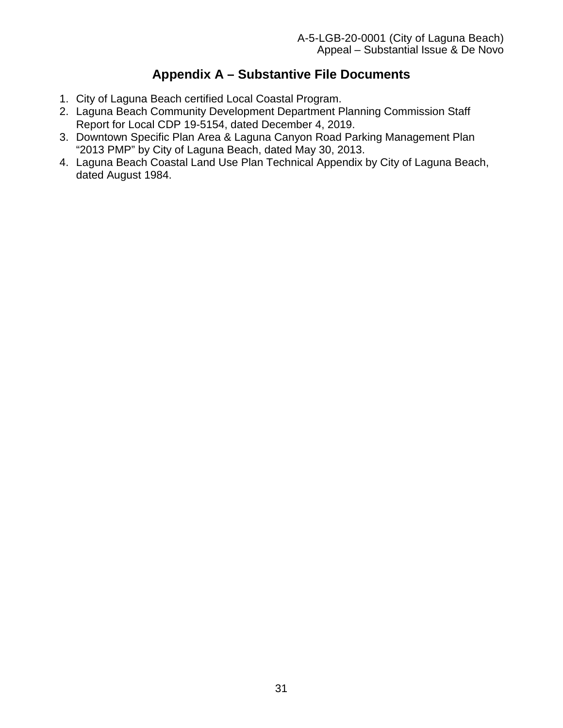# Appendix A – Substantive File Documents

1. City of Laguna Beach certified Local Coastal Program.
2. Laguna Beach Community Development Department Planning Commission Staff Report for Local CDP 19-5154, dated December 4, 2019.
3. Downtown Specific Plan Area & Laguna Canyon Road Parking Management Plan "2013 PMP" by City of Laguna Beach, dated May 30, 2013.
4. Laguna Beach Coastal Land Use Plan Technical Appendix by City of Laguna Beach, dated August 1984.